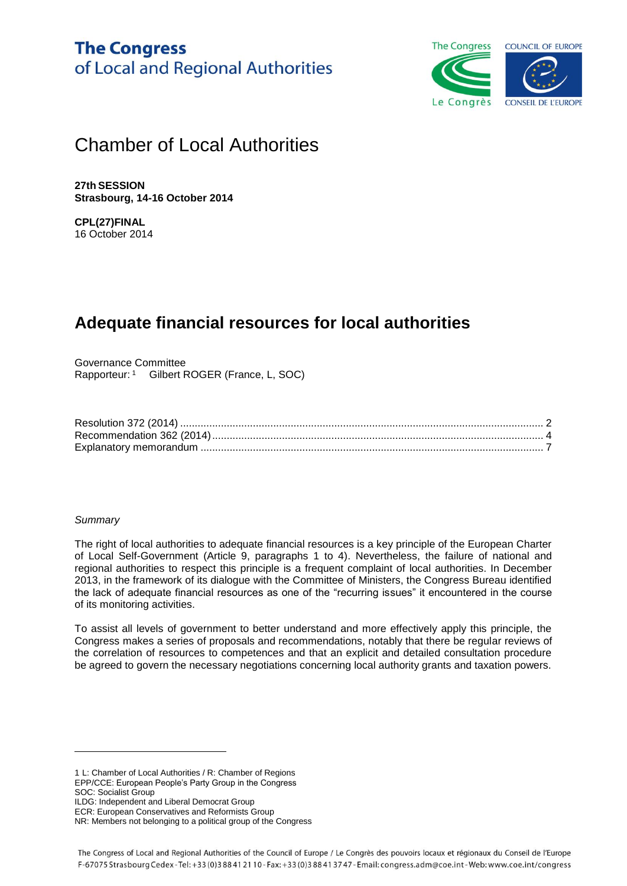**The Congress**
of Local and Regional Authorities

# Chamber of Local Authorities

**27th SESSION**
**Strasbourg, 14-16 October 2014**

**CPL(27)FINAL**
16 October 2014

# Adequate financial resources for local authorities

Governance Committee
Rapporteur:[1] Gilbert ROGER (France, L, SOC)

Resolution 372 (2014) ........................................................................................................................... 2
Recommendation 362 (2014) ................................................................................................................ 4
Explanatory memorandum .................................................................................................................... 7

*Summary*

The right of local authorities to adequate financial resources is a key principle of the European Charter of Local Self-Government (Article 9, paragraphs 1 to 4). Nevertheless, the failure of national and regional authorities to respect this principle is a frequent complaint of local authorities. In December 2013, in the framework of its dialogue with the Committee of Ministers, the Congress Bureau identified the lack of adequate financial resources as one of the "recurring issues" it encountered in the course of its monitoring activities.

To assist all levels of government to better understand and more effectively apply this principle, the Congress makes a series of proposals and recommendations, notably that there be regular reviews of the correlation of resources to competences and that an explicit and detailed consultation procedure be agreed to govern the necessary negotiations concerning local authority grants and taxation powers.

---

1 L: Chamber of Local Authorities / R: Chamber of Regions
EPP/CCE: European People's Party Group in the Congress
SOC: Socialist Group
ILDG: Independent and Liberal Democrat Group
ECR: European Conservatives and Reformists Group
NR: Members not belonging to a political group of the Congress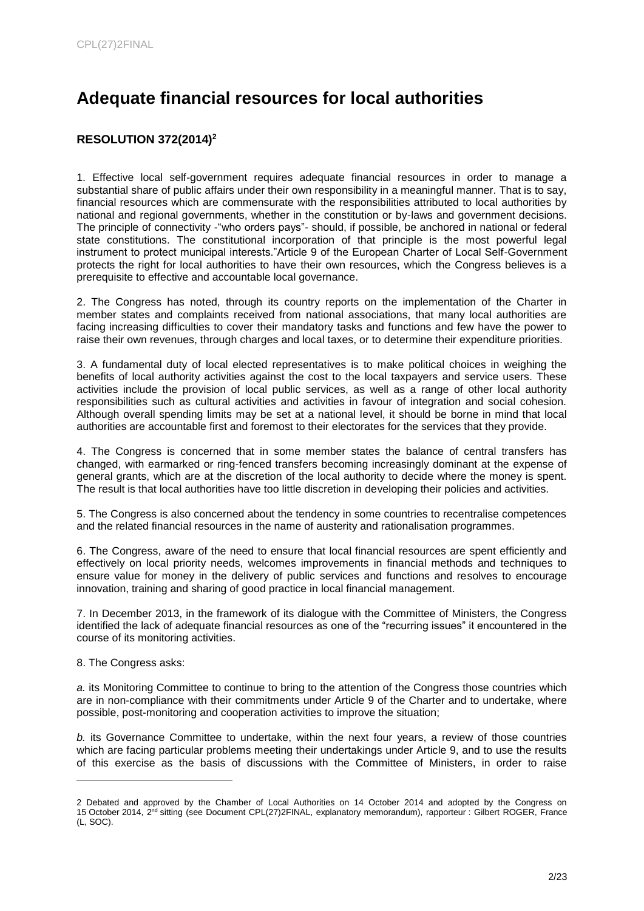# Adequate financial resources for local authorities

## RESOLUTION 372(2014)[2]

1. Effective local self-government requires adequate financial resources in order to manage a substantial share of public affairs under their own responsibility in a meaningful manner. That is to say, financial resources which are commensurate with the responsibilities attributed to local authorities by national and regional governments, whether in the constitution or by-laws and government decisions. The principle of connectivity -"who orders pays"- should, if possible, be anchored in national or federal state constitutions. The constitutional incorporation of that principle is the most powerful legal instrument to protect municipal interests."Article 9 of the European Charter of Local Self-Government protects the right for local authorities to have their own resources, which the Congress believes is a prerequisite to effective and accountable local governance.

2. The Congress has noted, through its country reports on the implementation of the Charter in member states and complaints received from national associations, that many local authorities are facing increasing difficulties to cover their mandatory tasks and functions and few have the power to raise their own revenues, through charges and local taxes, or to determine their expenditure priorities.

3. A fundamental duty of local elected representatives is to make political choices in weighing the benefits of local authority activities against the cost to the local taxpayers and service users. These activities include the provision of local public services, as well as a range of other local authority responsibilities such as cultural activities and activities in favour of integration and social cohesion. Although overall spending limits may be set at a national level, it should be borne in mind that local authorities are accountable first and foremost to their electorates for the services that they provide.

4. The Congress is concerned that in some member states the balance of central transfers has changed, with earmarked or ring-fenced transfers becoming increasingly dominant at the expense of general grants, which are at the discretion of the local authority to decide where the money is spent. The result is that local authorities have too little discretion in developing their policies and activities.

5. The Congress is also concerned about the tendency in some countries to recentralise competences and the related financial resources in the name of austerity and rationalisation programmes.

6. The Congress, aware of the need to ensure that local financial resources are spent efficiently and effectively on local priority needs, welcomes improvements in financial methods and techniques to ensure value for money in the delivery of public services and functions and resolves to encourage innovation, training and sharing of good practice in local financial management.

7. In December 2013, in the framework of its dialogue with the Committee of Ministers, the Congress identified the lack of adequate financial resources as one of the "recurring issues" it encountered in the course of its monitoring activities.

8. The Congress asks:

*a.* its Monitoring Committee to continue to bring to the attention of the Congress those countries which are in non-compliance with their commitments under Article 9 of the Charter and to undertake, where possible, post-monitoring and cooperation activities to improve the situation;

*b.* its Governance Committee to undertake, within the next four years, a review of those countries which are facing particular problems meeting their undertakings under Article 9, and to use the results of this exercise as the basis of discussions with the Committee of Ministers, in order to raise

---

2 Debated and approved by the Chamber of Local Authorities on 14 October 2014 and adopted by the Congress on 15 October 2014, 2nd sitting (see Document CPL(27)2FINAL, explanatory memorandum), rapporteur : Gilbert ROGER, France (L, SOC).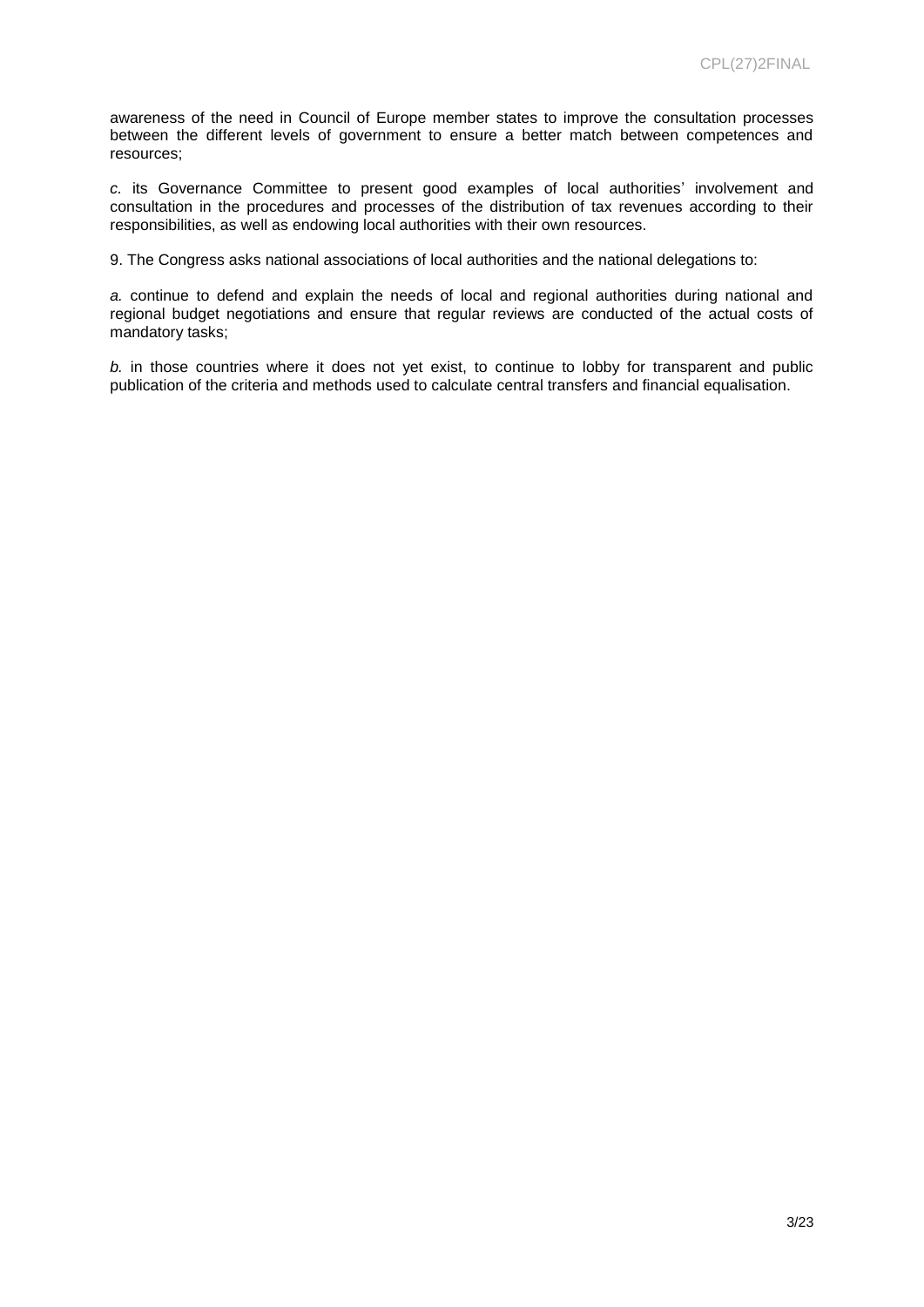awareness of the need in Council of Europe member states to improve the consultation processes between the different levels of government to ensure a better match between competences and resources;

*c.* its Governance Committee to present good examples of local authorities' involvement and consultation in the procedures and processes of the distribution of tax revenues according to their responsibilities, as well as endowing local authorities with their own resources.

9. The Congress asks national associations of local authorities and the national delegations to:

*a.* continue to defend and explain the needs of local and regional authorities during national and regional budget negotiations and ensure that regular reviews are conducted of the actual costs of mandatory tasks;

*b.* in those countries where it does not yet exist, to continue to lobby for transparent and public publication of the criteria and methods used to calculate central transfers and financial equalisation.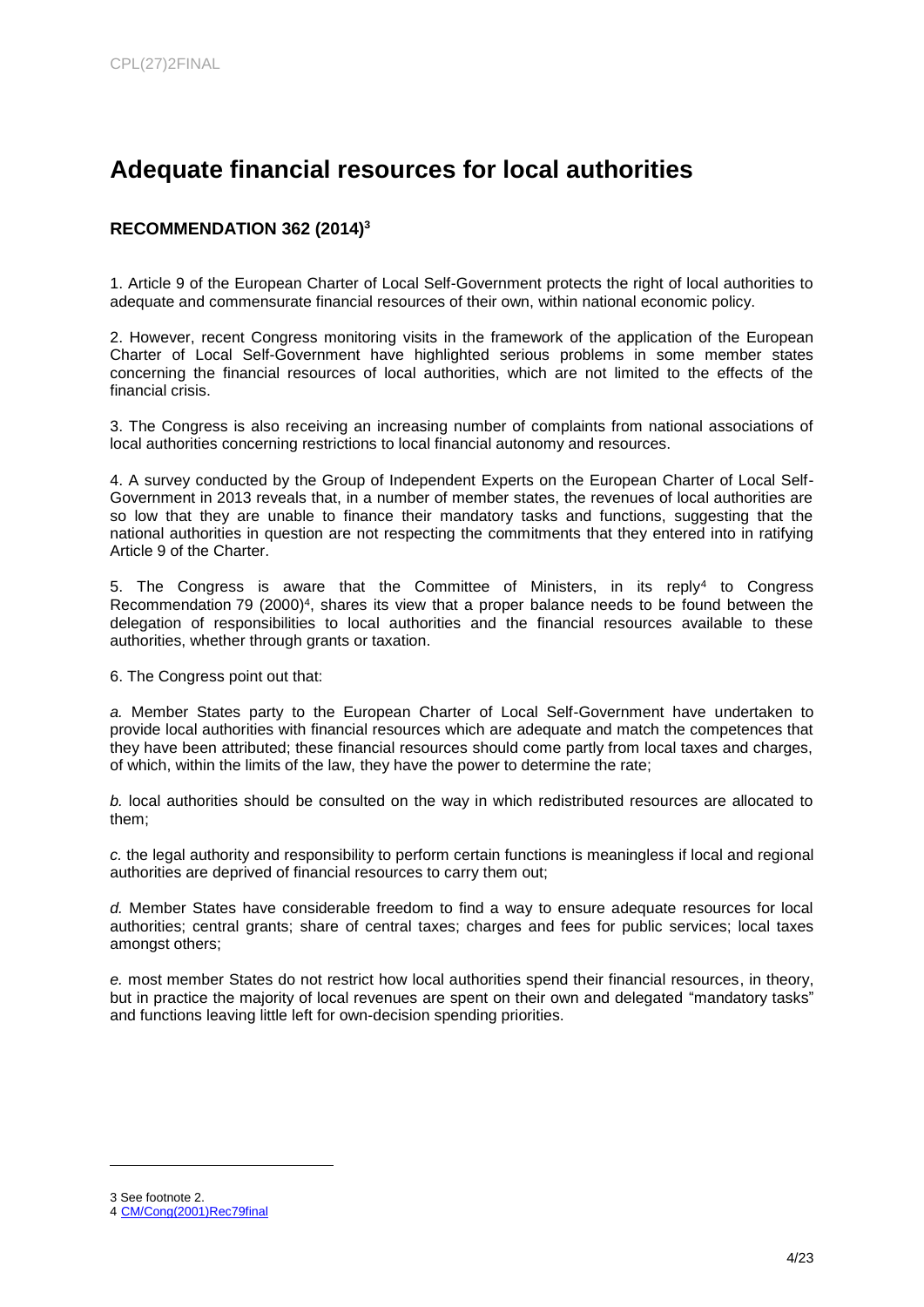# Adequate financial resources for local authorities

### RECOMMENDATION 362 (2014)[3]

1. Article 9 of the European Charter of Local Self-Government protects the right of local authorities to adequate and commensurate financial resources of their own, within national economic policy.

2. However, recent Congress monitoring visits in the framework of the application of the European Charter of Local Self-Government have highlighted serious problems in some member states concerning the financial resources of local authorities, which are not limited to the effects of the financial crisis.

3. The Congress is also receiving an increasing number of complaints from national associations of local authorities concerning restrictions to local financial autonomy and resources.

4. A survey conducted by the Group of Independent Experts on the European Charter of Local Self-Government in 2013 reveals that, in a number of member states, the revenues of local authorities are so low that they are unable to finance their mandatory tasks and functions, suggesting that the national authorities in question are not respecting the commitments that they entered into in ratifying Article 9 of the Charter.

5. The Congress is aware that the Committee of Ministers, in its reply[4] to Congress Recommendation 79 (2000)[4], shares its view that a proper balance needs to be found between the delegation of responsibilities to local authorities and the financial resources available to these authorities, whether through grants or taxation.

6. The Congress point out that:

*a.* Member States party to the European Charter of Local Self-Government have undertaken to provide local authorities with financial resources which are adequate and match the competences that they have been attributed; these financial resources should come partly from local taxes and charges, of which, within the limits of the law, they have the power to determine the rate;

*b.* local authorities should be consulted on the way in which redistributed resources are allocated to them;

*c.* the legal authority and responsibility to perform certain functions is meaningless if local and regional authorities are deprived of financial resources to carry them out;

*d.* Member States have considerable freedom to find a way to ensure adequate resources for local authorities; central grants; share of central taxes; charges and fees for public services; local taxes amongst others;

*e.* most member States do not restrict how local authorities spend their financial resources, in theory, but in practice the majority of local revenues are spent on their own and delegated "mandatory tasks" and functions leaving little left for own-decision spending priorities.

---

3 See footnote 2.
4 CM/Cong(2001)Rec79final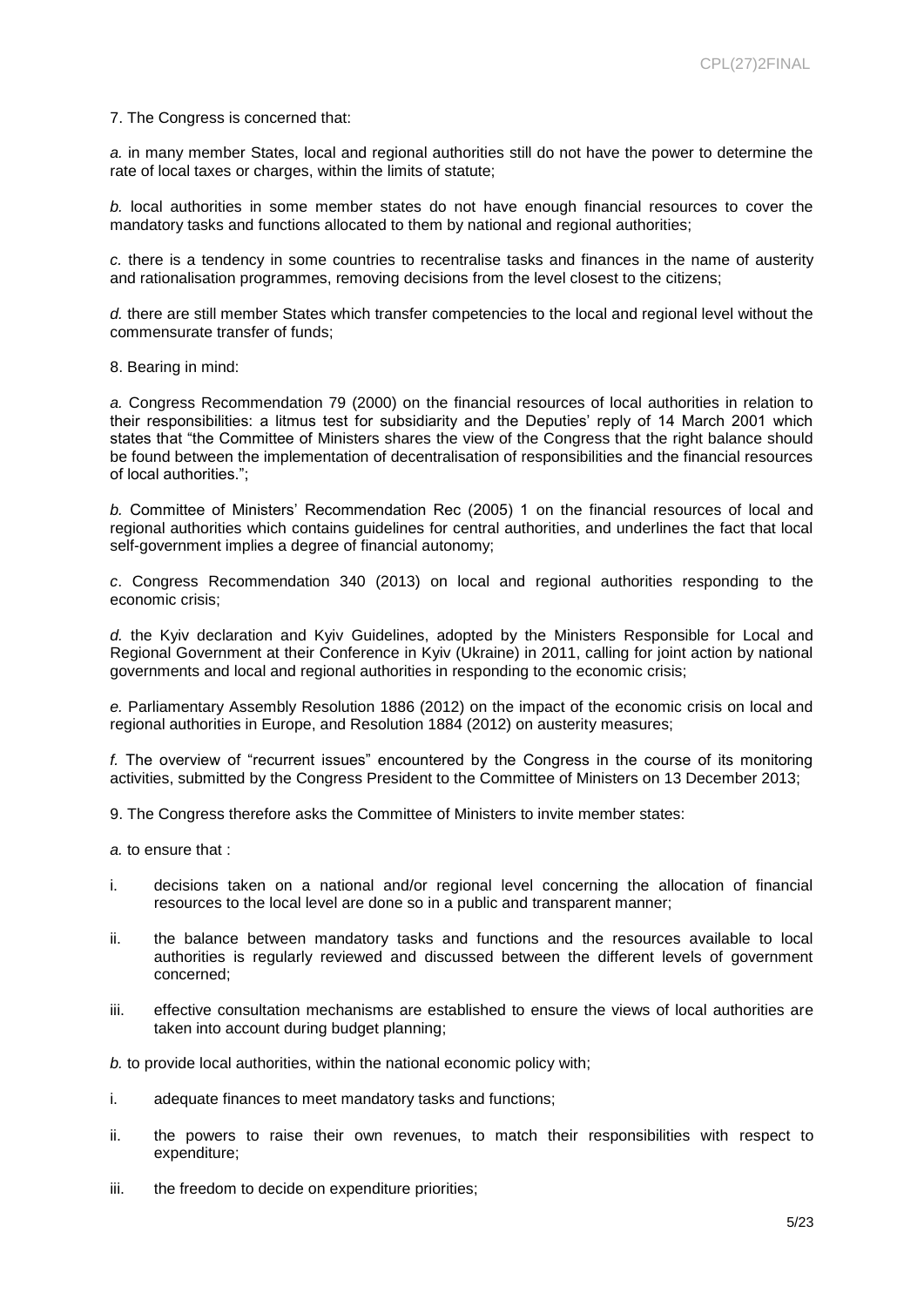7. The Congress is concerned that:

*a.* in many member States, local and regional authorities still do not have the power to determine the rate of local taxes or charges, within the limits of statute;

*b.* local authorities in some member states do not have enough financial resources to cover the mandatory tasks and functions allocated to them by national and regional authorities;

*c.* there is a tendency in some countries to recentralise tasks and finances in the name of austerity and rationalisation programmes, removing decisions from the level closest to the citizens;

*d.* there are still member States which transfer competencies to the local and regional level without the commensurate transfer of funds;

8. Bearing in mind:

*a.* Congress Recommendation 79 (2000) on the financial resources of local authorities in relation to their responsibilities: a litmus test for subsidiarity and the Deputies' reply of 14 March 2001 which states that "the Committee of Ministers shares the view of the Congress that the right balance should be found between the implementation of decentralisation of responsibilities and the financial resources of local authorities.";

*b.* Committee of Ministers' Recommendation Rec (2005) 1 on the financial resources of local and regional authorities which contains guidelines for central authorities, and underlines the fact that local self-government implies a degree of financial autonomy;

*c*. Congress Recommendation 340 (2013) on local and regional authorities responding to the economic crisis;

*d.* the Kyiv declaration and Kyiv Guidelines, adopted by the Ministers Responsible for Local and Regional Government at their Conference in Kyiv (Ukraine) in 2011, calling for joint action by national governments and local and regional authorities in responding to the economic crisis;

*e.* Parliamentary Assembly Resolution 1886 (2012) on the impact of the economic crisis on local and regional authorities in Europe, and Resolution 1884 (2012) on austerity measures;

*f.* The overview of "recurrent issues" encountered by the Congress in the course of its monitoring activities, submitted by the Congress President to the Committee of Ministers on 13 December 2013;

9. The Congress therefore asks the Committee of Ministers to invite member states:

*a.* to ensure that :

i. decisions taken on a national and/or regional level concerning the allocation of financial resources to the local level are done so in a public and transparent manner;

ii. the balance between mandatory tasks and functions and the resources available to local authorities is regularly reviewed and discussed between the different levels of government concerned;

iii. effective consultation mechanisms are established to ensure the views of local authorities are taken into account during budget planning;

*b.* to provide local authorities, within the national economic policy with;

i. adequate finances to meet mandatory tasks and functions;

ii. the powers to raise their own revenues, to match their responsibilities with respect to expenditure;

iii. the freedom to decide on expenditure priorities;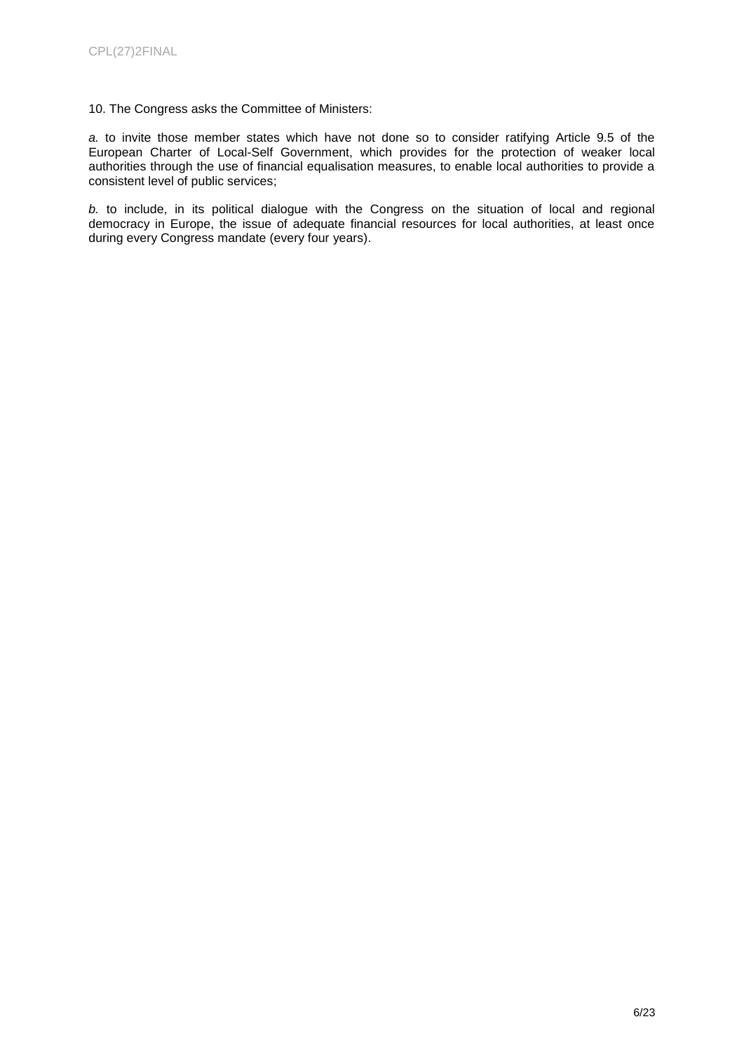10. The Congress asks the Committee of Ministers:

*a.* to invite those member states which have not done so to consider ratifying Article 9.5 of the European Charter of Local-Self Government, which provides for the protection of weaker local authorities through the use of financial equalisation measures, to enable local authorities to provide a consistent level of public services;

*b.* to include, in its political dialogue with the Congress on the situation of local and regional democracy in Europe, the issue of adequate financial resources for local authorities, at least once during every Congress mandate (every four years).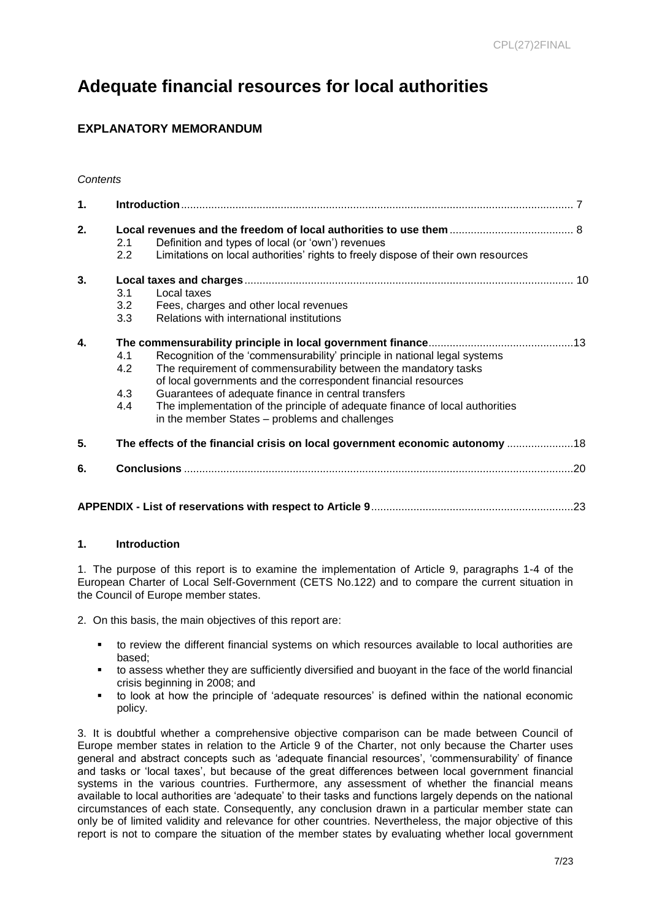# Adequate financial resources for local authorities

## EXPLANATORY MEMORANDUM

*Contents*

| | | |
|---|---|---|
| **1.** | **Introduction** | 7 |
| **2.** | **Local revenues and the freedom of local authorities to use them** | 8 |
| | 2.1 Definition and types of local (or 'own') revenues | |
| | 2.2 Limitations on local authorities' rights to freely dispose of their own resources | |
| **3.** | **Local taxes and charges** | 10 |
| | 3.1 Local taxes | |
| | 3.2 Fees, charges and other local revenues | |
| | 3.3 Relations with international institutions | |
| **4.** | **The commensurability principle in local government finance** | 13 |
| | 4.1 Recognition of the 'commensurability' principle in national legal systems | |
| | 4.2 The requirement of commensurability between the mandatory tasks of local governments and the correspondent financial resources | |
| | 4.3 Guarantees of adequate finance in central transfers | |
| | 4.4 The implementation of the principle of adequate finance of local authorities in the member States – problems and challenges | |
| **5.** | **The effects of the financial crisis on local government economic autonomy** | 18 |
| **6.** | **Conclusions** | 20 |
| | **APPENDIX - List of reservations with respect to Article 9** | 23 |

### 1. Introduction

1. The purpose of this report is to examine the implementation of Article 9, paragraphs 1-4 of the European Charter of Local Self-Government (CETS No.122) and to compare the current situation in the Council of Europe member states.

2. On this basis, the main objectives of this report are:

- to review the different financial systems on which resources available to local authorities are based;
- to assess whether they are sufficiently diversified and buoyant in the face of the world financial crisis beginning in 2008; and
- to look at how the principle of 'adequate resources' is defined within the national economic policy.

3. It is doubtful whether a comprehensive objective comparison can be made between Council of Europe member states in relation to the Article 9 of the Charter, not only because the Charter uses general and abstract concepts such as 'adequate financial resources', 'commensurability' of finance and tasks or 'local taxes', but because of the great differences between local government financial systems in the various countries. Furthermore, any assessment of whether the financial means available to local authorities are 'adequate' to their tasks and functions largely depends on the national circumstances of each state. Consequently, any conclusion drawn in a particular member state can only be of limited validity and relevance for other countries. Nevertheless, the major objective of this report is not to compare the situation of the member states by evaluating whether local government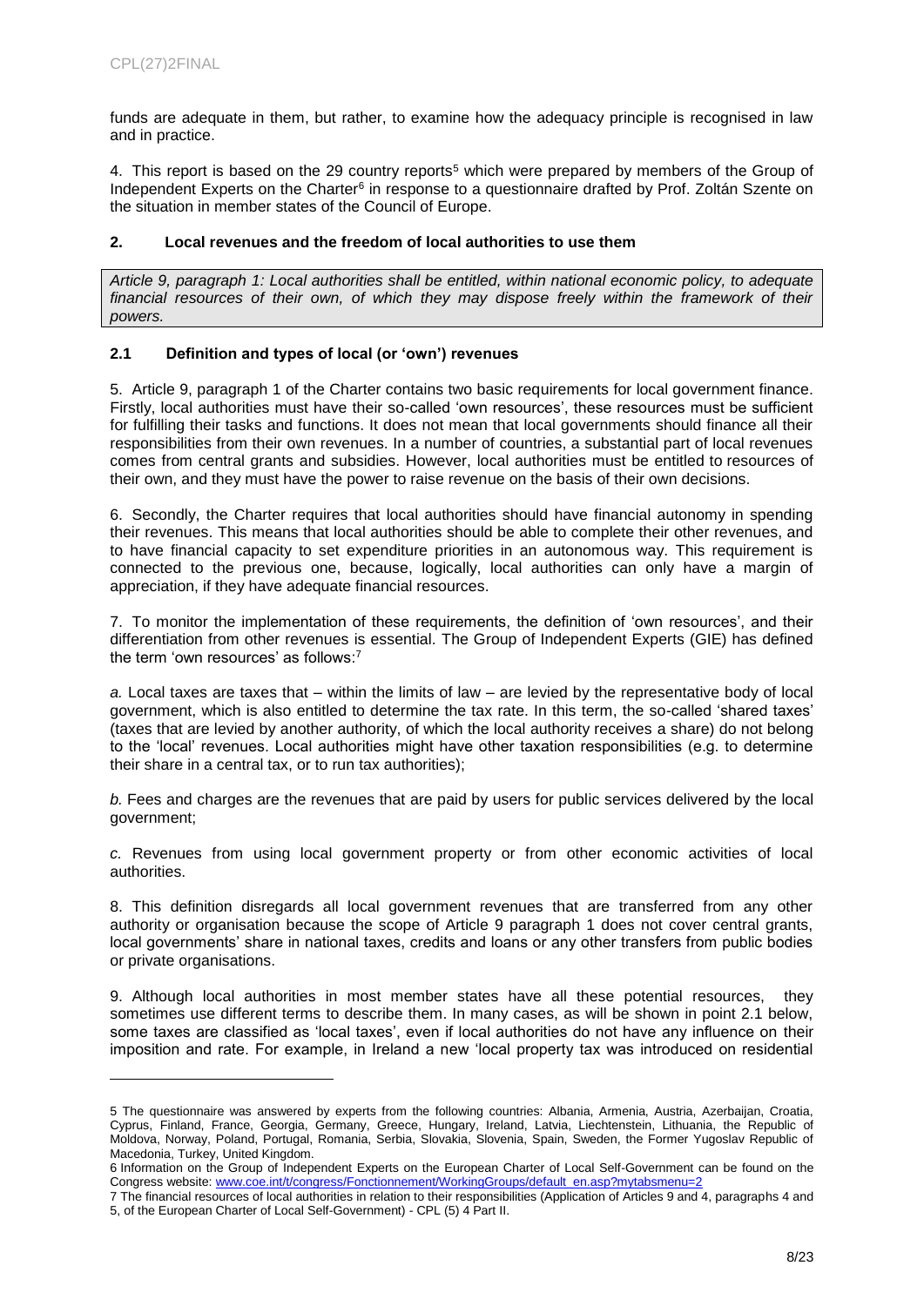funds are adequate in them, but rather, to examine how the adequacy principle is recognised in law and in practice.

4. This report is based on the 29 country reports[5] which were prepared by members of the Group of Independent Experts on the Charter[6] in response to a questionnaire drafted by Prof. Zoltán Szente on the situation in member states of the Council of Europe.

## 2. Local revenues and the freedom of local authorities to use them

*Article 9, paragraph 1: Local authorities shall be entitled, within national economic policy, to adequate financial resources of their own, of which they may dispose freely within the framework of their powers.*

### 2.1 Definition and types of local (or 'own') revenues

5. Article 9, paragraph 1 of the Charter contains two basic requirements for local government finance. Firstly, local authorities must have their so-called 'own resources', these resources must be sufficient for fulfilling their tasks and functions. It does not mean that local governments should finance all their responsibilities from their own revenues. In a number of countries, a substantial part of local revenues comes from central grants and subsidies. However, local authorities must be entitled to resources of their own, and they must have the power to raise revenue on the basis of their own decisions.

6. Secondly, the Charter requires that local authorities should have financial autonomy in spending their revenues. This means that local authorities should be able to complete their other revenues, and to have financial capacity to set expenditure priorities in an autonomous way. This requirement is connected to the previous one, because, logically, local authorities can only have a margin of appreciation, if they have adequate financial resources.

7. To monitor the implementation of these requirements, the definition of 'own resources', and their differentiation from other revenues is essential. The Group of Independent Experts (GIE) has defined the term 'own resources' as follows:[7]

*a.* Local taxes are taxes that – within the limits of law – are levied by the representative body of local government, which is also entitled to determine the tax rate. In this term, the so-called 'shared taxes' (taxes that are levied by another authority, of which the local authority receives a share) do not belong to the 'local' revenues. Local authorities might have other taxation responsibilities (e.g. to determine their share in a central tax, or to run tax authorities);

*b.* Fees and charges are the revenues that are paid by users for public services delivered by the local government;

*c.* Revenues from using local government property or from other economic activities of local authorities.

8. This definition disregards all local government revenues that are transferred from any other authority or organisation because the scope of Article 9 paragraph 1 does not cover central grants, local governments' share in national taxes, credits and loans or any other transfers from public bodies or private organisations.

9. Although local authorities in most member states have all these potential resources, they sometimes use different terms to describe them. In many cases, as will be shown in point 2.1 below, some taxes are classified as 'local taxes', even if local authorities do not have any influence on their imposition and rate. For example, in Ireland a new 'local property tax was introduced on residential

---

5 The questionnaire was answered by experts from the following countries: Albania, Armenia, Austria, Azerbaijan, Croatia, Cyprus, Finland, France, Georgia, Germany, Greece, Hungary, Ireland, Latvia, Liechtenstein, Lithuania, the Republic of Moldova, Norway, Poland, Portugal, Romania, Serbia, Slovakia, Slovenia, Spain, Sweden, the Former Yugoslav Republic of Macedonia, Turkey, United Kingdom.

6 Information on the Group of Independent Experts on the European Charter of Local Self-Government can be found on the Congress website: www.coe.int/t/congress/Fonctionnement/WorkingGroups/default_en.asp?mytabsmenu=2

7 The financial resources of local authorities in relation to their responsibilities (Application of Articles 9 and 4, paragraphs 4 and 5, of the European Charter of Local Self-Government) - CPL (5) 4 Part II.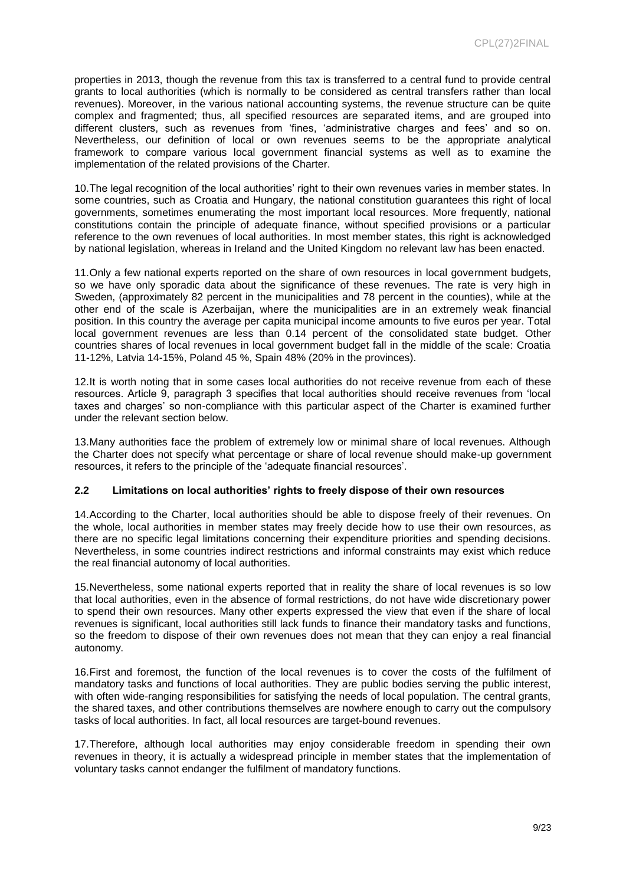properties in 2013, though the revenue from this tax is transferred to a central fund to provide central grants to local authorities (which is normally to be considered as central transfers rather than local revenues). Moreover, in the various national accounting systems, the revenue structure can be quite complex and fragmented; thus, all specified resources are separated items, and are grouped into different clusters, such as revenues from 'fines, 'administrative charges and fees' and so on. Nevertheless, our definition of local or own revenues seems to be the appropriate analytical framework to compare various local government financial systems as well as to examine the implementation of the related provisions of the Charter.

10.The legal recognition of the local authorities' right to their own revenues varies in member states. In some countries, such as Croatia and Hungary, the national constitution guarantees this right of local governments, sometimes enumerating the most important local resources. More frequently, national constitutions contain the principle of adequate finance, without specified provisions or a particular reference to the own revenues of local authorities. In most member states, this right is acknowledged by national legislation, whereas in Ireland and the United Kingdom no relevant law has been enacted.

11.Only a few national experts reported on the share of own resources in local government budgets, so we have only sporadic data about the significance of these revenues. The rate is very high in Sweden, (approximately 82 percent in the municipalities and 78 percent in the counties), while at the other end of the scale is Azerbaijan, where the municipalities are in an extremely weak financial position. In this country the average per capita municipal income amounts to five euros per year. Total local government revenues are less than 0.14 percent of the consolidated state budget. Other countries shares of local revenues in local government budget fall in the middle of the scale: Croatia 11-12%, Latvia 14-15%, Poland 45 %, Spain 48% (20% in the provinces).

12.It is worth noting that in some cases local authorities do not receive revenue from each of these resources. Article 9, paragraph 3 specifies that local authorities should receive revenues from 'local taxes and charges' so non-compliance with this particular aspect of the Charter is examined further under the relevant section below.

13.Many authorities face the problem of extremely low or minimal share of local revenues. Although the Charter does not specify what percentage or share of local revenue should make-up government resources, it refers to the principle of the 'adequate financial resources'.

### 2.2 Limitations on local authorities' rights to freely dispose of their own resources

14.According to the Charter, local authorities should be able to dispose freely of their revenues. On the whole, local authorities in member states may freely decide how to use their own resources, as there are no specific legal limitations concerning their expenditure priorities and spending decisions. Nevertheless, in some countries indirect restrictions and informal constraints may exist which reduce the real financial autonomy of local authorities.

15.Nevertheless, some national experts reported that in reality the share of local revenues is so low that local authorities, even in the absence of formal restrictions, do not have wide discretionary power to spend their own resources. Many other experts expressed the view that even if the share of local revenues is significant, local authorities still lack funds to finance their mandatory tasks and functions, so the freedom to dispose of their own revenues does not mean that they can enjoy a real financial autonomy.

16.First and foremost, the function of the local revenues is to cover the costs of the fulfilment of mandatory tasks and functions of local authorities. They are public bodies serving the public interest, with often wide-ranging responsibilities for satisfying the needs of local population. The central grants, the shared taxes, and other contributions themselves are nowhere enough to carry out the compulsory tasks of local authorities. In fact, all local resources are target-bound revenues.

17.Therefore, although local authorities may enjoy considerable freedom in spending their own revenues in theory, it is actually a widespread principle in member states that the implementation of voluntary tasks cannot endanger the fulfilment of mandatory functions.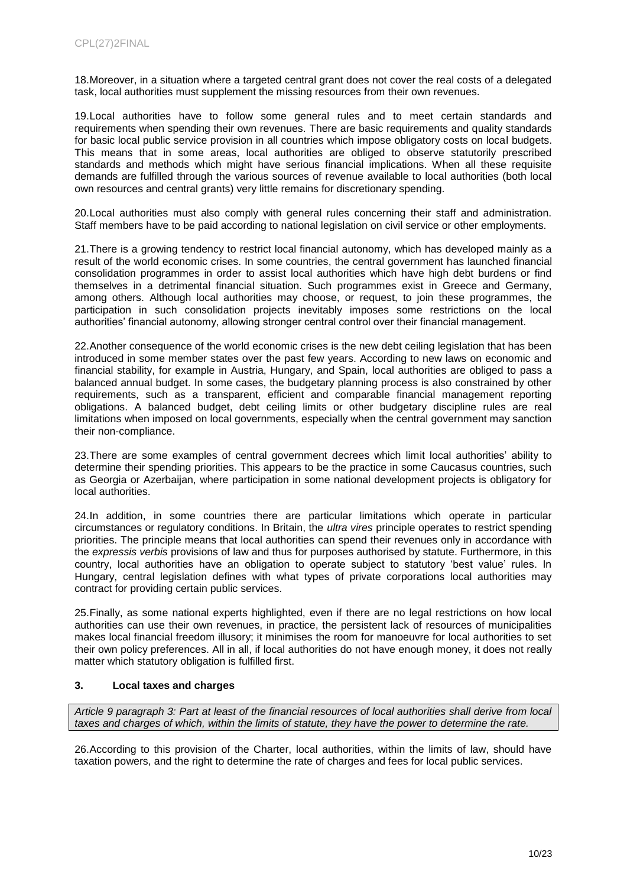18.Moreover, in a situation where a targeted central grant does not cover the real costs of a delegated task, local authorities must supplement the missing resources from their own revenues.

19.Local authorities have to follow some general rules and to meet certain standards and requirements when spending their own revenues. There are basic requirements and quality standards for basic local public service provision in all countries which impose obligatory costs on local budgets. This means that in some areas, local authorities are obliged to observe statutorily prescribed standards and methods which might have serious financial implications. When all these requisite demands are fulfilled through the various sources of revenue available to local authorities (both local own resources and central grants) very little remains for discretionary spending.

20.Local authorities must also comply with general rules concerning their staff and administration. Staff members have to be paid according to national legislation on civil service or other employments.

21.There is a growing tendency to restrict local financial autonomy, which has developed mainly as a result of the world economic crises. In some countries, the central government has launched financial consolidation programmes in order to assist local authorities which have high debt burdens or find themselves in a detrimental financial situation. Such programmes exist in Greece and Germany, among others. Although local authorities may choose, or request, to join these programmes, the participation in such consolidation projects inevitably imposes some restrictions on the local authorities' financial autonomy, allowing stronger central control over their financial management.

22.Another consequence of the world economic crises is the new debt ceiling legislation that has been introduced in some member states over the past few years. According to new laws on economic and financial stability, for example in Austria, Hungary, and Spain, local authorities are obliged to pass a balanced annual budget. In some cases, the budgetary planning process is also constrained by other requirements, such as a transparent, efficient and comparable financial management reporting obligations. A balanced budget, debt ceiling limits or other budgetary discipline rules are real limitations when imposed on local governments, especially when the central government may sanction their non-compliance.

23.There are some examples of central government decrees which limit local authorities' ability to determine their spending priorities. This appears to be the practice in some Caucasus countries, such as Georgia or Azerbaijan, where participation in some national development projects is obligatory for local authorities.

24.In addition, in some countries there are particular limitations which operate in particular circumstances or regulatory conditions. In Britain, the *ultra vires* principle operates to restrict spending priorities. The principle means that local authorities can spend their revenues only in accordance with the *expressis verbis* provisions of law and thus for purposes authorised by statute. Furthermore, in this country, local authorities have an obligation to operate subject to statutory 'best value' rules. In Hungary, central legislation defines with what types of private corporations local authorities may contract for providing certain public services.

25.Finally, as some national experts highlighted, even if there are no legal restrictions on how local authorities can use their own revenues, in practice, the persistent lack of resources of municipalities makes local financial freedom illusory; it minimises the room for manoeuvre for local authorities to set their own policy preferences. All in all, if local authorities do not have enough money, it does not really matter which statutory obligation is fulfilled first.

### 3. Local taxes and charges

*Article 9 paragraph 3: Part at least of the financial resources of local authorities shall derive from local taxes and charges of which, within the limits of statute, they have the power to determine the rate.*

26.According to this provision of the Charter, local authorities, within the limits of law, should have taxation powers, and the right to determine the rate of charges and fees for local public services.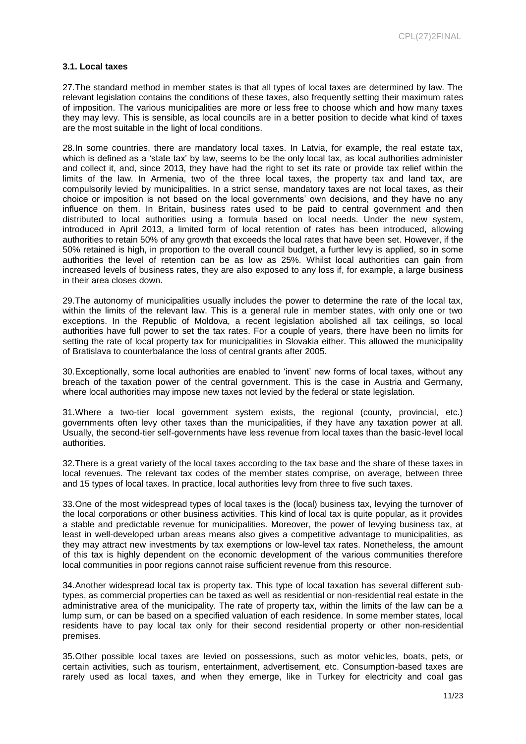### 3.1. Local taxes

27.The standard method in member states is that all types of local taxes are determined by law. The relevant legislation contains the conditions of these taxes, also frequently setting their maximum rates of imposition. The various municipalities are more or less free to choose which and how many taxes they may levy. This is sensible, as local councils are in a better position to decide what kind of taxes are the most suitable in the light of local conditions.

28.In some countries, there are mandatory local taxes. In Latvia, for example, the real estate tax, which is defined as a 'state tax' by law, seems to be the only local tax, as local authorities administer and collect it, and, since 2013, they have had the right to set its rate or provide tax relief within the limits of the law. In Armenia, two of the three local taxes, the property tax and land tax, are compulsorily levied by municipalities. In a strict sense, mandatory taxes are not local taxes, as their choice or imposition is not based on the local governments' own decisions, and they have no any influence on them. In Britain, business rates used to be paid to central government and then distributed to local authorities using a formula based on local needs. Under the new system, introduced in April 2013, a limited form of local retention of rates has been introduced, allowing authorities to retain 50% of any growth that exceeds the local rates that have been set. However, if the 50% retained is high, in proportion to the overall council budget, a further levy is applied, so in some authorities the level of retention can be as low as 25%. Whilst local authorities can gain from increased levels of business rates, they are also exposed to any loss if, for example, a large business in their area closes down.

29.The autonomy of municipalities usually includes the power to determine the rate of the local tax, within the limits of the relevant law. This is a general rule in member states, with only one or two exceptions. In the Republic of Moldova, a recent legislation abolished all tax ceilings, so local authorities have full power to set the tax rates. For a couple of years, there have been no limits for setting the rate of local property tax for municipalities in Slovakia either. This allowed the municipality of Bratislava to counterbalance the loss of central grants after 2005.

30.Exceptionally, some local authorities are enabled to 'invent' new forms of local taxes, without any breach of the taxation power of the central government. This is the case in Austria and Germany, where local authorities may impose new taxes not levied by the federal or state legislation.

31.Where a two-tier local government system exists, the regional (county, provincial, etc.) governments often levy other taxes than the municipalities, if they have any taxation power at all. Usually, the second-tier self-governments have less revenue from local taxes than the basic-level local authorities.

32.There is a great variety of the local taxes according to the tax base and the share of these taxes in local revenues. The relevant tax codes of the member states comprise, on average, between three and 15 types of local taxes. In practice, local authorities levy from three to five such taxes.

33.One of the most widespread types of local taxes is the (local) business tax, levying the turnover of the local corporations or other business activities. This kind of local tax is quite popular, as it provides a stable and predictable revenue for municipalities. Moreover, the power of levying business tax, at least in well-developed urban areas means also gives a competitive advantage to municipalities, as they may attract new investments by tax exemptions or low-level tax rates. Nonetheless, the amount of this tax is highly dependent on the economic development of the various communities therefore local communities in poor regions cannot raise sufficient revenue from this resource.

34.Another widespread local tax is property tax. This type of local taxation has several different sub-types, as commercial properties can be taxed as well as residential or non-residential real estate in the administrative area of the municipality. The rate of property tax, within the limits of the law can be a lump sum, or can be based on a specified valuation of each residence. In some member states, local residents have to pay local tax only for their second residential property or other non-residential premises.

35.Other possible local taxes are levied on possessions, such as motor vehicles, boats, pets, or certain activities, such as tourism, entertainment, advertisement, etc. Consumption-based taxes are rarely used as local taxes, and when they emerge, like in Turkey for electricity and coal gas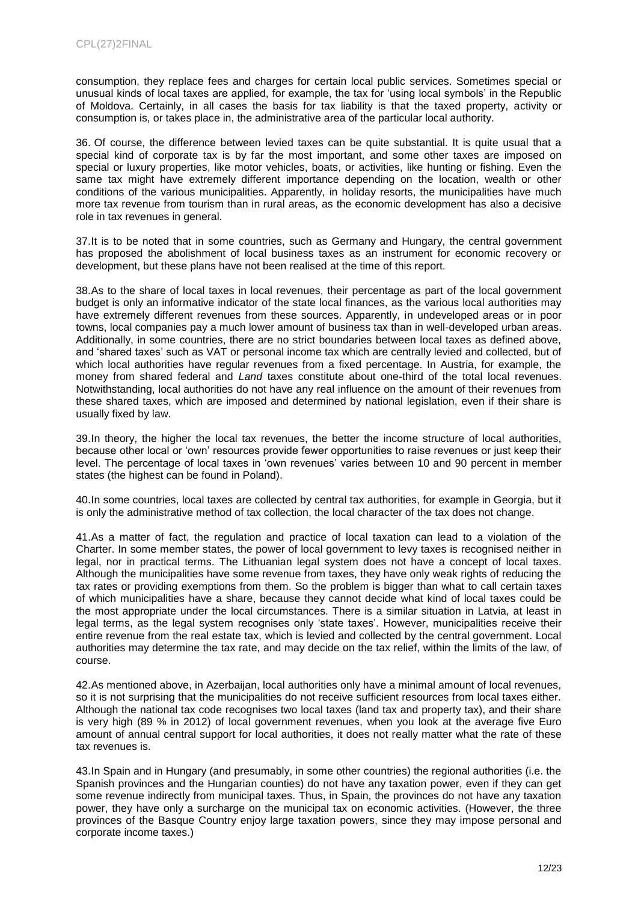consumption, they replace fees and charges for certain local public services. Sometimes special or unusual kinds of local taxes are applied, for example, the tax for 'using local symbols' in the Republic of Moldova. Certainly, in all cases the basis for tax liability is that the taxed property, activity or consumption is, or takes place in, the administrative area of the particular local authority.

36. Of course, the difference between levied taxes can be quite substantial. It is quite usual that a special kind of corporate tax is by far the most important, and some other taxes are imposed on special or luxury properties, like motor vehicles, boats, or activities, like hunting or fishing. Even the same tax might have extremely different importance depending on the location, wealth or other conditions of the various municipalities. Apparently, in holiday resorts, the municipalities have much more tax revenue from tourism than in rural areas, as the economic development has also a decisive role in tax revenues in general.

37.It is to be noted that in some countries, such as Germany and Hungary, the central government has proposed the abolishment of local business taxes as an instrument for economic recovery or development, but these plans have not been realised at the time of this report.

38.As to the share of local taxes in local revenues, their percentage as part of the local government budget is only an informative indicator of the state local finances, as the various local authorities may have extremely different revenues from these sources. Apparently, in undeveloped areas or in poor towns, local companies pay a much lower amount of business tax than in well-developed urban areas. Additionally, in some countries, there are no strict boundaries between local taxes as defined above, and 'shared taxes' such as VAT or personal income tax which are centrally levied and collected, but of which local authorities have regular revenues from a fixed percentage. In Austria, for example, the money from shared federal and *Land* taxes constitute about one-third of the total local revenues. Notwithstanding, local authorities do not have any real influence on the amount of their revenues from these shared taxes, which are imposed and determined by national legislation, even if their share is usually fixed by law.

39.In theory, the higher the local tax revenues, the better the income structure of local authorities, because other local or 'own' resources provide fewer opportunities to raise revenues or just keep their level. The percentage of local taxes in 'own revenues' varies between 10 and 90 percent in member states (the highest can be found in Poland).

40.In some countries, local taxes are collected by central tax authorities, for example in Georgia, but it is only the administrative method of tax collection, the local character of the tax does not change.

41.As a matter of fact, the regulation and practice of local taxation can lead to a violation of the Charter. In some member states, the power of local government to levy taxes is recognised neither in legal, nor in practical terms. The Lithuanian legal system does not have a concept of local taxes. Although the municipalities have some revenue from taxes, they have only weak rights of reducing the tax rates or providing exemptions from them. So the problem is bigger than what to call certain taxes of which municipalities have a share, because they cannot decide what kind of local taxes could be the most appropriate under the local circumstances. There is a similar situation in Latvia, at least in legal terms, as the legal system recognises only 'state taxes'. However, municipalities receive their entire revenue from the real estate tax, which is levied and collected by the central government. Local authorities may determine the tax rate, and may decide on the tax relief, within the limits of the law, of course.

42.As mentioned above, in Azerbaijan, local authorities only have a minimal amount of local revenues, so it is not surprising that the municipalities do not receive sufficient resources from local taxes either. Although the national tax code recognises two local taxes (land tax and property tax), and their share is very high (89 % in 2012) of local government revenues, when you look at the average five Euro amount of annual central support for local authorities, it does not really matter what the rate of these tax revenues is.

43.In Spain and in Hungary (and presumably, in some other countries) the regional authorities (i.e. the Spanish provinces and the Hungarian counties) do not have any taxation power, even if they can get some revenue indirectly from municipal taxes. Thus, in Spain, the provinces do not have any taxation power, they have only a surcharge on the municipal tax on economic activities. (However, the three provinces of the Basque Country enjoy large taxation powers, since they may impose personal and corporate income taxes.)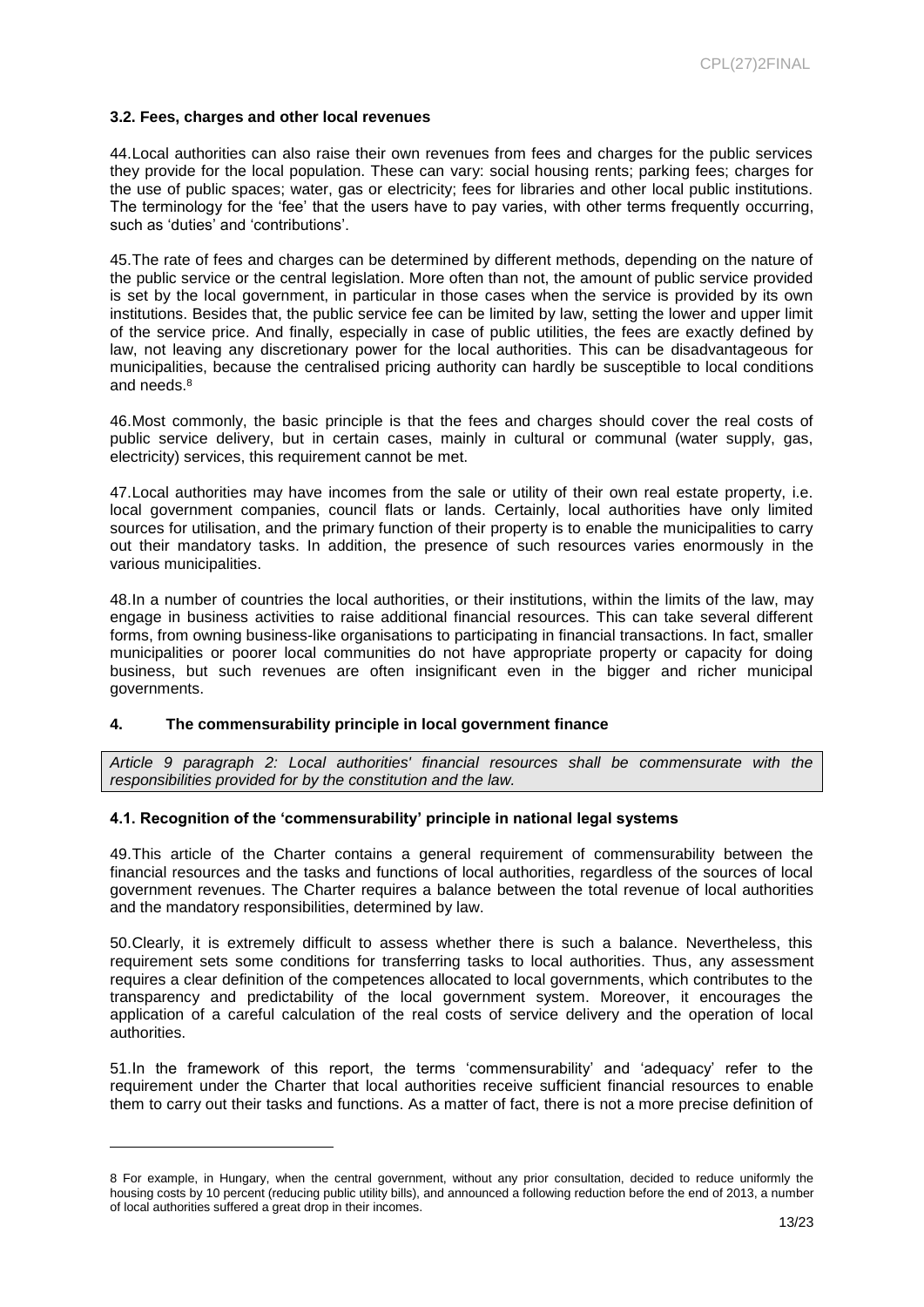### 3.2. Fees, charges and other local revenues

44.Local authorities can also raise their own revenues from fees and charges for the public services they provide for the local population. These can vary: social housing rents; parking fees; charges for the use of public spaces; water, gas or electricity; fees for libraries and other local public institutions. The terminology for the 'fee' that the users have to pay varies, with other terms frequently occurring, such as 'duties' and 'contributions'.

45.The rate of fees and charges can be determined by different methods, depending on the nature of the public service or the central legislation. More often than not, the amount of public service provided is set by the local government, in particular in those cases when the service is provided by its own institutions. Besides that, the public service fee can be limited by law, setting the lower and upper limit of the service price. And finally, especially in case of public utilities, the fees are exactly defined by law, not leaving any discretionary power for the local authorities. This can be disadvantageous for municipalities, because the centralised pricing authority can hardly be susceptible to local conditions and needs.[8]

46.Most commonly, the basic principle is that the fees and charges should cover the real costs of public service delivery, but in certain cases, mainly in cultural or communal (water supply, gas, electricity) services, this requirement cannot be met.

47.Local authorities may have incomes from the sale or utility of their own real estate property, i.e. local government companies, council flats or lands. Certainly, local authorities have only limited sources for utilisation, and the primary function of their property is to enable the municipalities to carry out their mandatory tasks. In addition, the presence of such resources varies enormously in the various municipalities.

48.In a number of countries the local authorities, or their institutions, within the limits of the law, may engage in business activities to raise additional financial resources. This can take several different forms, from owning business-like organisations to participating in financial transactions. In fact, smaller municipalities or poorer local communities do not have appropriate property or capacity for doing business, but such revenues are often insignificant even in the bigger and richer municipal governments.

## 4. The commensurability principle in local government finance

*Article 9 paragraph 2: Local authorities' financial resources shall be commensurate with the responsibilities provided for by the constitution and the law.*

### 4.1. Recognition of the 'commensurability' principle in national legal systems

49.This article of the Charter contains a general requirement of commensurability between the financial resources and the tasks and functions of local authorities, regardless of the sources of local government revenues. The Charter requires a balance between the total revenue of local authorities and the mandatory responsibilities, determined by law.

50.Clearly, it is extremely difficult to assess whether there is such a balance. Nevertheless, this requirement sets some conditions for transferring tasks to local authorities. Thus, any assessment requires a clear definition of the competences allocated to local governments, which contributes to the transparency and predictability of the local government system. Moreover, it encourages the application of a careful calculation of the real costs of service delivery and the operation of local authorities.

51.In the framework of this report, the terms 'commensurability' and 'adequacy' refer to the requirement under the Charter that local authorities receive sufficient financial resources to enable them to carry out their tasks and functions. As a matter of fact, there is not a more precise definition of

---

8 For example, in Hungary, when the central government, without any prior consultation, decided to reduce uniformly the housing costs by 10 percent (reducing public utility bills), and announced a following reduction before the end of 2013, a number of local authorities suffered a great drop in their incomes.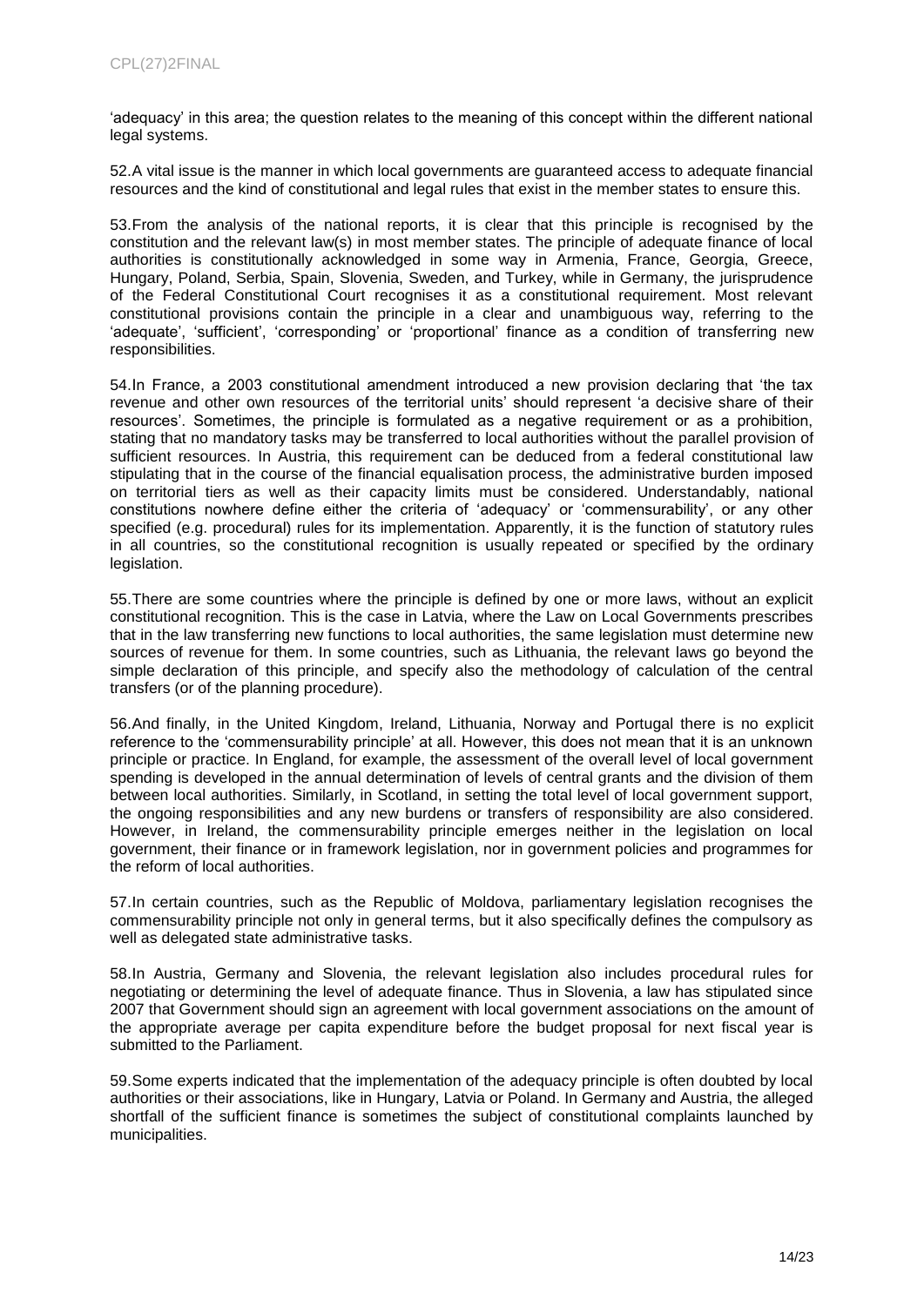'adequacy' in this area; the question relates to the meaning of this concept within the different national legal systems.

52.A vital issue is the manner in which local governments are guaranteed access to adequate financial resources and the kind of constitutional and legal rules that exist in the member states to ensure this.

53.From the analysis of the national reports, it is clear that this principle is recognised by the constitution and the relevant law(s) in most member states. The principle of adequate finance of local authorities is constitutionally acknowledged in some way in Armenia, France, Georgia, Greece, Hungary, Poland, Serbia, Spain, Slovenia, Sweden, and Turkey, while in Germany, the jurisprudence of the Federal Constitutional Court recognises it as a constitutional requirement. Most relevant constitutional provisions contain the principle in a clear and unambiguous way, referring to the 'adequate', 'sufficient', 'corresponding' or 'proportional' finance as a condition of transferring new responsibilities.

54.In France, a 2003 constitutional amendment introduced a new provision declaring that 'the tax revenue and other own resources of the territorial units' should represent 'a decisive share of their resources'. Sometimes, the principle is formulated as a negative requirement or as a prohibition, stating that no mandatory tasks may be transferred to local authorities without the parallel provision of sufficient resources. In Austria, this requirement can be deduced from a federal constitutional law stipulating that in the course of the financial equalisation process, the administrative burden imposed on territorial tiers as well as their capacity limits must be considered. Understandably, national constitutions nowhere define either the criteria of 'adequacy' or 'commensurability', or any other specified (e.g. procedural) rules for its implementation. Apparently, it is the function of statutory rules in all countries, so the constitutional recognition is usually repeated or specified by the ordinary legislation.

55.There are some countries where the principle is defined by one or more laws, without an explicit constitutional recognition. This is the case in Latvia, where the Law on Local Governments prescribes that in the law transferring new functions to local authorities, the same legislation must determine new sources of revenue for them. In some countries, such as Lithuania, the relevant laws go beyond the simple declaration of this principle, and specify also the methodology of calculation of the central transfers (or of the planning procedure).

56.And finally, in the United Kingdom, Ireland, Lithuania, Norway and Portugal there is no explicit reference to the 'commensurability principle' at all. However, this does not mean that it is an unknown principle or practice. In England, for example, the assessment of the overall level of local government spending is developed in the annual determination of levels of central grants and the division of them between local authorities. Similarly, in Scotland, in setting the total level of local government support, the ongoing responsibilities and any new burdens or transfers of responsibility are also considered. However, in Ireland, the commensurability principle emerges neither in the legislation on local government, their finance or in framework legislation, nor in government policies and programmes for the reform of local authorities.

57.In certain countries, such as the Republic of Moldova, parliamentary legislation recognises the commensurability principle not only in general terms, but it also specifically defines the compulsory as well as delegated state administrative tasks.

58.In Austria, Germany and Slovenia, the relevant legislation also includes procedural rules for negotiating or determining the level of adequate finance. Thus in Slovenia, a law has stipulated since 2007 that Government should sign an agreement with local government associations on the amount of the appropriate average per capita expenditure before the budget proposal for next fiscal year is submitted to the Parliament.

59.Some experts indicated that the implementation of the adequacy principle is often doubted by local authorities or their associations, like in Hungary, Latvia or Poland. In Germany and Austria, the alleged shortfall of the sufficient finance is sometimes the subject of constitutional complaints launched by municipalities.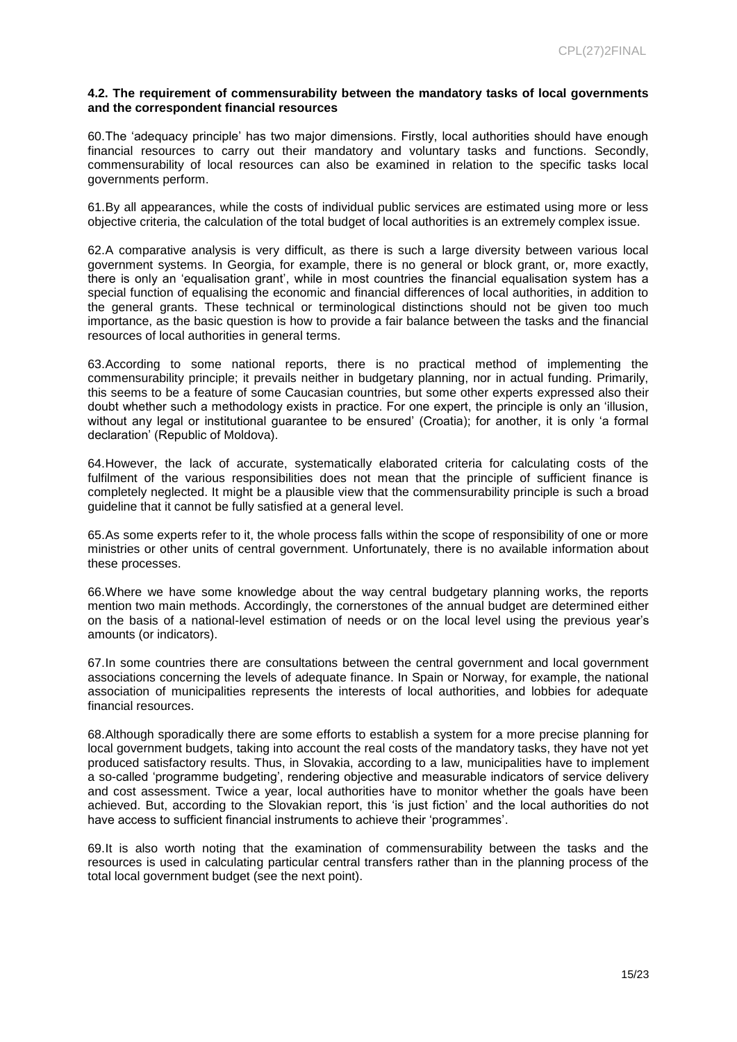#### 4.2. The requirement of commensurability between the mandatory tasks of local governments and the correspondent financial resources

60.The 'adequacy principle' has two major dimensions. Firstly, local authorities should have enough financial resources to carry out their mandatory and voluntary tasks and functions. Secondly, commensurability of local resources can also be examined in relation to the specific tasks local governments perform.

61.By all appearances, while the costs of individual public services are estimated using more or less objective criteria, the calculation of the total budget of local authorities is an extremely complex issue.

62.A comparative analysis is very difficult, as there is such a large diversity between various local government systems. In Georgia, for example, there is no general or block grant, or, more exactly, there is only an 'equalisation grant', while in most countries the financial equalisation system has a special function of equalising the economic and financial differences of local authorities, in addition to the general grants. These technical or terminological distinctions should not be given too much importance, as the basic question is how to provide a fair balance between the tasks and the financial resources of local authorities in general terms.

63.According to some national reports, there is no practical method of implementing the commensurability principle; it prevails neither in budgetary planning, nor in actual funding. Primarily, this seems to be a feature of some Caucasian countries, but some other experts expressed also their doubt whether such a methodology exists in practice. For one expert, the principle is only an 'illusion, without any legal or institutional guarantee to be ensured' (Croatia); for another, it is only 'a formal declaration' (Republic of Moldova).

64.However, the lack of accurate, systematically elaborated criteria for calculating costs of the fulfilment of the various responsibilities does not mean that the principle of sufficient finance is completely neglected. It might be a plausible view that the commensurability principle is such a broad guideline that it cannot be fully satisfied at a general level.

65.As some experts refer to it, the whole process falls within the scope of responsibility of one or more ministries or other units of central government. Unfortunately, there is no available information about these processes.

66.Where we have some knowledge about the way central budgetary planning works, the reports mention two main methods. Accordingly, the cornerstones of the annual budget are determined either on the basis of a national-level estimation of needs or on the local level using the previous year's amounts (or indicators).

67.In some countries there are consultations between the central government and local government associations concerning the levels of adequate finance. In Spain or Norway, for example, the national association of municipalities represents the interests of local authorities, and lobbies for adequate financial resources.

68.Although sporadically there are some efforts to establish a system for a more precise planning for local government budgets, taking into account the real costs of the mandatory tasks, they have not yet produced satisfactory results. Thus, in Slovakia, according to a law, municipalities have to implement a so-called 'programme budgeting', rendering objective and measurable indicators of service delivery and cost assessment. Twice a year, local authorities have to monitor whether the goals have been achieved. But, according to the Slovakian report, this 'is just fiction' and the local authorities do not have access to sufficient financial instruments to achieve their 'programmes'.

69.It is also worth noting that the examination of commensurability between the tasks and the resources is used in calculating particular central transfers rather than in the planning process of the total local government budget (see the next point).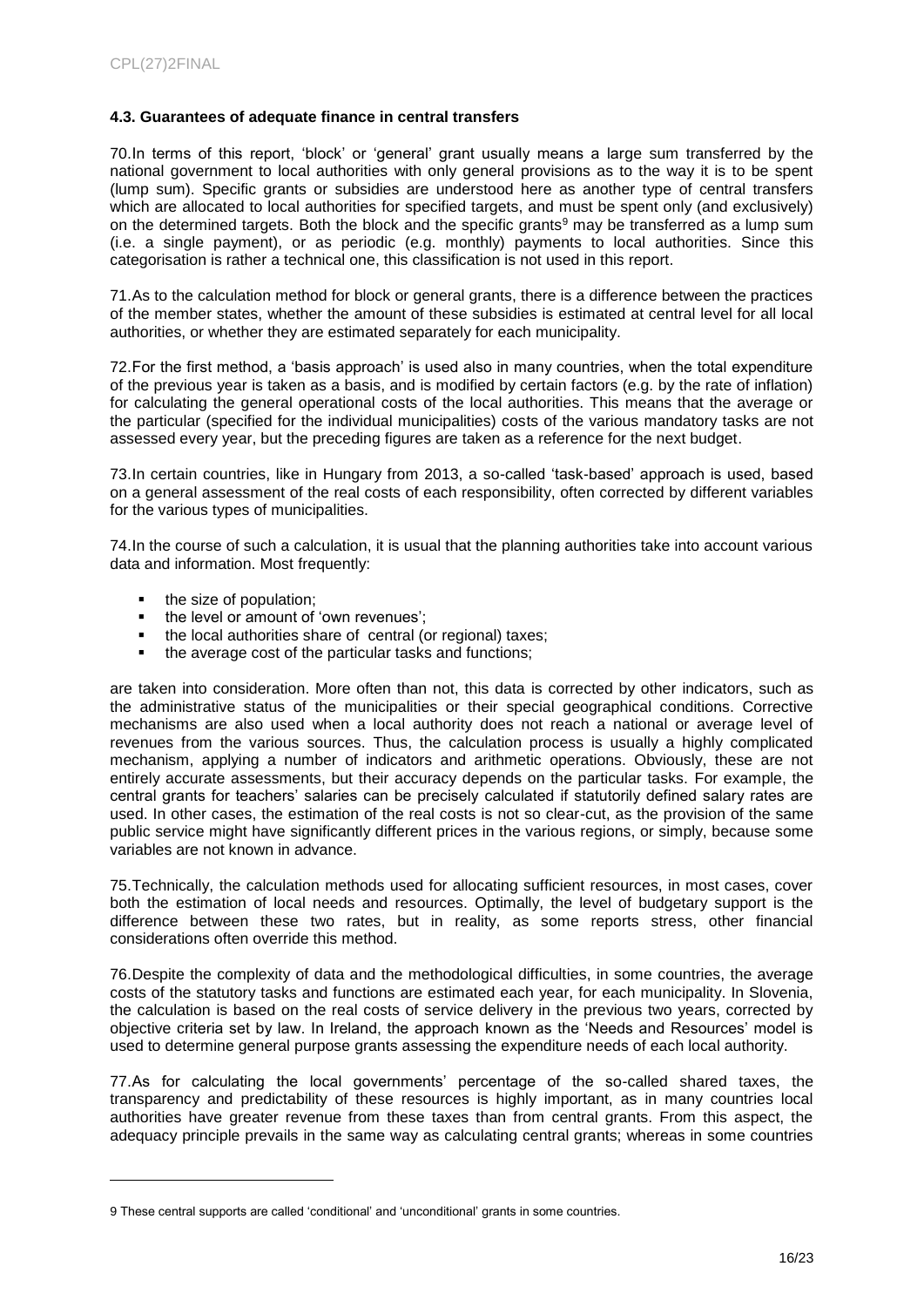### 4.3. Guarantees of adequate finance in central transfers

70.In terms of this report, 'block' or 'general' grant usually means a large sum transferred by the national government to local authorities with only general provisions as to the way it is to be spent (lump sum). Specific grants or subsidies are understood here as another type of central transfers which are allocated to local authorities for specified targets, and must be spent only (and exclusively) on the determined targets. Both the block and the specific grants[9] may be transferred as a lump sum (i.e. a single payment), or as periodic (e.g. monthly) payments to local authorities. Since this categorisation is rather a technical one, this classification is not used in this report.

71.As to the calculation method for block or general grants, there is a difference between the practices of the member states, whether the amount of these subsidies is estimated at central level for all local authorities, or whether they are estimated separately for each municipality.

72.For the first method, a 'basis approach' is used also in many countries, when the total expenditure of the previous year is taken as a basis, and is modified by certain factors (e.g. by the rate of inflation) for calculating the general operational costs of the local authorities. This means that the average or the particular (specified for the individual municipalities) costs of the various mandatory tasks are not assessed every year, but the preceding figures are taken as a reference for the next budget.

73.In certain countries, like in Hungary from 2013, a so-called 'task-based' approach is used, based on a general assessment of the real costs of each responsibility, often corrected by different variables for the various types of municipalities.

74.In the course of such a calculation, it is usual that the planning authorities take into account various data and information. Most frequently:

- the size of population;
- the level or amount of 'own revenues';
- the local authorities share of central (or regional) taxes;
- the average cost of the particular tasks and functions;

are taken into consideration. More often than not, this data is corrected by other indicators, such as the administrative status of the municipalities or their special geographical conditions. Corrective mechanisms are also used when a local authority does not reach a national or average level of revenues from the various sources. Thus, the calculation process is usually a highly complicated mechanism, applying a number of indicators and arithmetic operations. Obviously, these are not entirely accurate assessments, but their accuracy depends on the particular tasks. For example, the central grants for teachers' salaries can be precisely calculated if statutorily defined salary rates are used. In other cases, the estimation of the real costs is not so clear-cut, as the provision of the same public service might have significantly different prices in the various regions, or simply, because some variables are not known in advance.

75.Technically, the calculation methods used for allocating sufficient resources, in most cases, cover both the estimation of local needs and resources. Optimally, the level of budgetary support is the difference between these two rates, but in reality, as some reports stress, other financial considerations often override this method.

76.Despite the complexity of data and the methodological difficulties, in some countries, the average costs of the statutory tasks and functions are estimated each year, for each municipality. In Slovenia, the calculation is based on the real costs of service delivery in the previous two years, corrected by objective criteria set by law. In Ireland, the approach known as the 'Needs and Resources' model is used to determine general purpose grants assessing the expenditure needs of each local authority.

77.As for calculating the local governments' percentage of the so-called shared taxes, the transparency and predictability of these resources is highly important, as in many countries local authorities have greater revenue from these taxes than from central grants. From this aspect, the adequacy principle prevails in the same way as calculating central grants; whereas in some countries

---

[9] These central supports are called 'conditional' and 'unconditional' grants in some countries.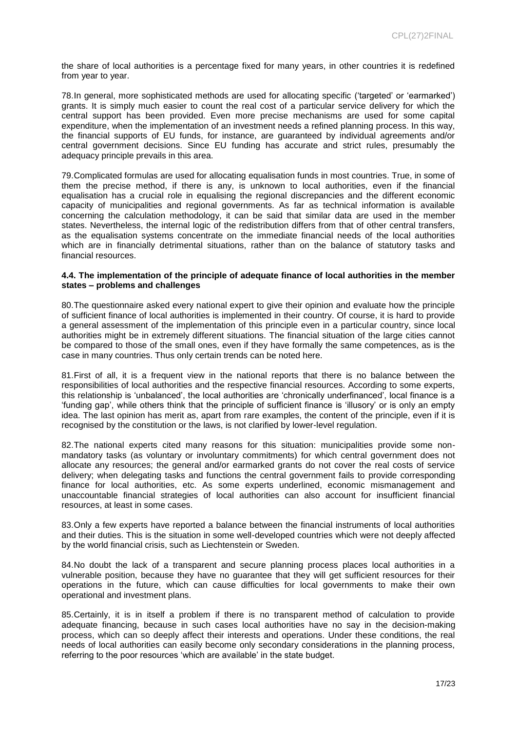the share of local authorities is a percentage fixed for many years, in other countries it is redefined from year to year.

78.In general, more sophisticated methods are used for allocating specific ('targeted' or 'earmarked') grants. It is simply much easier to count the real cost of a particular service delivery for which the central support has been provided. Even more precise mechanisms are used for some capital expenditure, when the implementation of an investment needs a refined planning process. In this way, the financial supports of EU funds, for instance, are guaranteed by individual agreements and/or central government decisions. Since EU funding has accurate and strict rules, presumably the adequacy principle prevails in this area.

79.Complicated formulas are used for allocating equalisation funds in most countries. True, in some of them the precise method, if there is any, is unknown to local authorities, even if the financial equalisation has a crucial role in equalising the regional discrepancies and the different economic capacity of municipalities and regional governments. As far as technical information is available concerning the calculation methodology, it can be said that similar data are used in the member states. Nevertheless, the internal logic of the redistribution differs from that of other central transfers, as the equalisation systems concentrate on the immediate financial needs of the local authorities which are in financially detrimental situations, rather than on the balance of statutory tasks and financial resources.

#### 4.4. The implementation of the principle of adequate finance of local authorities in the member states – problems and challenges

80.The questionnaire asked every national expert to give their opinion and evaluate how the principle of sufficient finance of local authorities is implemented in their country. Of course, it is hard to provide a general assessment of the implementation of this principle even in a particular country, since local authorities might be in extremely different situations. The financial situation of the large cities cannot be compared to those of the small ones, even if they have formally the same competences, as is the case in many countries. Thus only certain trends can be noted here.

81.First of all, it is a frequent view in the national reports that there is no balance between the responsibilities of local authorities and the respective financial resources. According to some experts, this relationship is 'unbalanced', the local authorities are 'chronically underfinanced', local finance is a 'funding gap', while others think that the principle of sufficient finance is 'illusory' or is only an empty idea. The last opinion has merit as, apart from rare examples, the content of the principle, even if it is recognised by the constitution or the laws, is not clarified by lower-level regulation.

82.The national experts cited many reasons for this situation: municipalities provide some non-mandatory tasks (as voluntary or involuntary commitments) for which central government does not allocate any resources; the general and/or earmarked grants do not cover the real costs of service delivery; when delegating tasks and functions the central government fails to provide corresponding finance for local authorities, etc. As some experts underlined, economic mismanagement and unaccountable financial strategies of local authorities can also account for insufficient financial resources, at least in some cases.

83.Only a few experts have reported a balance between the financial instruments of local authorities and their duties. This is the situation in some well-developed countries which were not deeply affected by the world financial crisis, such as Liechtenstein or Sweden.

84.No doubt the lack of a transparent and secure planning process places local authorities in a vulnerable position, because they have no guarantee that they will get sufficient resources for their operations in the future, which can cause difficulties for local governments to make their own operational and investment plans.

85.Certainly, it is in itself a problem if there is no transparent method of calculation to provide adequate financing, because in such cases local authorities have no say in the decision-making process, which can so deeply affect their interests and operations. Under these conditions, the real needs of local authorities can easily become only secondary considerations in the planning process, referring to the poor resources 'which are available' in the state budget.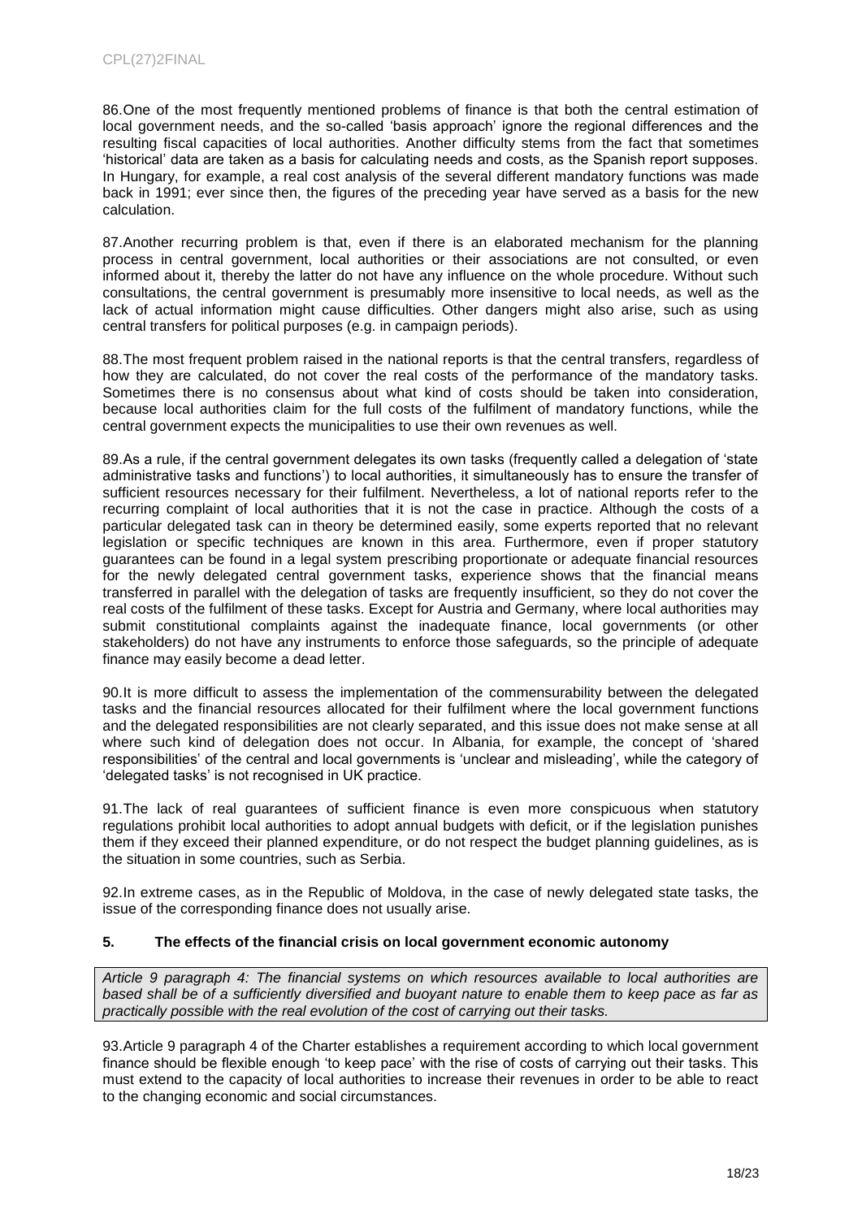86.One of the most frequently mentioned problems of finance is that both the central estimation of local government needs, and the so-called 'basis approach' ignore the regional differences and the resulting fiscal capacities of local authorities. Another difficulty stems from the fact that sometimes 'historical' data are taken as a basis for calculating needs and costs, as the Spanish report supposes. In Hungary, for example, a real cost analysis of the several different mandatory functions was made back in 1991; ever since then, the figures of the preceding year have served as a basis for the new calculation.

87.Another recurring problem is that, even if there is an elaborated mechanism for the planning process in central government, local authorities or their associations are not consulted, or even informed about it, thereby the latter do not have any influence on the whole procedure. Without such consultations, the central government is presumably more insensitive to local needs, as well as the lack of actual information might cause difficulties. Other dangers might also arise, such as using central transfers for political purposes (e.g. in campaign periods).

88.The most frequent problem raised in the national reports is that the central transfers, regardless of how they are calculated, do not cover the real costs of the performance of the mandatory tasks. Sometimes there is no consensus about what kind of costs should be taken into consideration, because local authorities claim for the full costs of the fulfilment of mandatory functions, while the central government expects the municipalities to use their own revenues as well.

89.As a rule, if the central government delegates its own tasks (frequently called a delegation of 'state administrative tasks and functions') to local authorities, it simultaneously has to ensure the transfer of sufficient resources necessary for their fulfilment. Nevertheless, a lot of national reports refer to the recurring complaint of local authorities that it is not the case in practice. Although the costs of a particular delegated task can in theory be determined easily, some experts reported that no relevant legislation or specific techniques are known in this area. Furthermore, even if proper statutory guarantees can be found in a legal system prescribing proportionate or adequate financial resources for the newly delegated central government tasks, experience shows that the financial means transferred in parallel with the delegation of tasks are frequently insufficient, so they do not cover the real costs of the fulfilment of these tasks. Except for Austria and Germany, where local authorities may submit constitutional complaints against the inadequate finance, local governments (or other stakeholders) do not have any instruments to enforce those safeguards, so the principle of adequate finance may easily become a dead letter.

90.It is more difficult to assess the implementation of the commensurability between the delegated tasks and the financial resources allocated for their fulfilment where the local government functions and the delegated responsibilities are not clearly separated, and this issue does not make sense at all where such kind of delegation does not occur. In Albania, for example, the concept of 'shared responsibilities' of the central and local governments is 'unclear and misleading', while the category of 'delegated tasks' is not recognised in UK practice.

91.The lack of real guarantees of sufficient finance is even more conspicuous when statutory regulations prohibit local authorities to adopt annual budgets with deficit, or if the legislation punishes them if they exceed their planned expenditure, or do not respect the budget planning guidelines, as is the situation in some countries, such as Serbia.

92.In extreme cases, as in the Republic of Moldova, in the case of newly delegated state tasks, the issue of the corresponding finance does not usually arise.

## 5. The effects of the financial crisis on local government economic autonomy

*Article 9 paragraph 4: The financial systems on which resources available to local authorities are based shall be of a sufficiently diversified and buoyant nature to enable them to keep pace as far as practically possible with the real evolution of the cost of carrying out their tasks.*

93.Article 9 paragraph 4 of the Charter establishes a requirement according to which local government finance should be flexible enough 'to keep pace' with the rise of costs of carrying out their tasks. This must extend to the capacity of local authorities to increase their revenues in order to be able to react to the changing economic and social circumstances.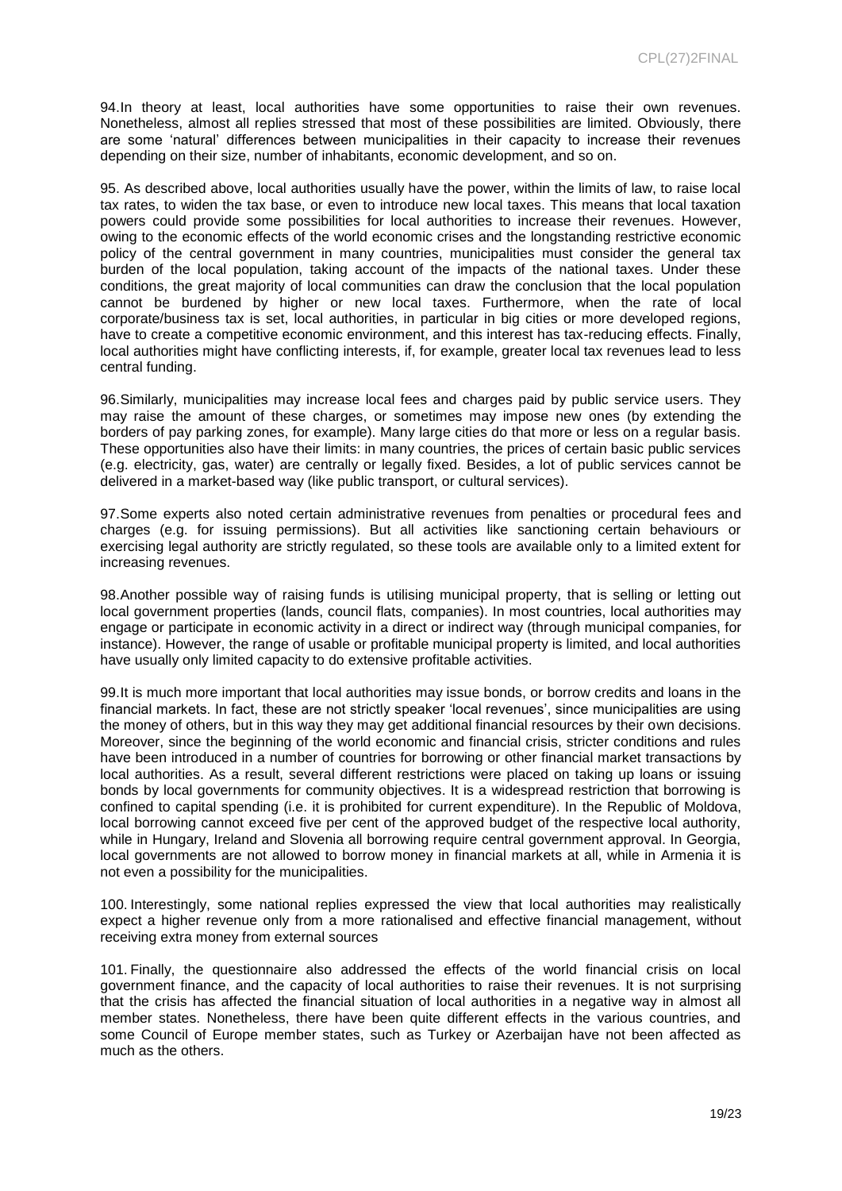94.In theory at least, local authorities have some opportunities to raise their own revenues. Nonetheless, almost all replies stressed that most of these possibilities are limited. Obviously, there are some 'natural' differences between municipalities in their capacity to increase their revenues depending on their size, number of inhabitants, economic development, and so on.

95. As described above, local authorities usually have the power, within the limits of law, to raise local tax rates, to widen the tax base, or even to introduce new local taxes. This means that local taxation powers could provide some possibilities for local authorities to increase their revenues. However, owing to the economic effects of the world economic crises and the longstanding restrictive economic policy of the central government in many countries, municipalities must consider the general tax burden of the local population, taking account of the impacts of the national taxes. Under these conditions, the great majority of local communities can draw the conclusion that the local population cannot be burdened by higher or new local taxes. Furthermore, when the rate of local corporate/business tax is set, local authorities, in particular in big cities or more developed regions, have to create a competitive economic environment, and this interest has tax-reducing effects. Finally, local authorities might have conflicting interests, if, for example, greater local tax revenues lead to less central funding.

96.Similarly, municipalities may increase local fees and charges paid by public service users. They may raise the amount of these charges, or sometimes may impose new ones (by extending the borders of pay parking zones, for example). Many large cities do that more or less on a regular basis. These opportunities also have their limits: in many countries, the prices of certain basic public services (e.g. electricity, gas, water) are centrally or legally fixed. Besides, a lot of public services cannot be delivered in a market-based way (like public transport, or cultural services).

97.Some experts also noted certain administrative revenues from penalties or procedural fees and charges (e.g. for issuing permissions). But all activities like sanctioning certain behaviours or exercising legal authority are strictly regulated, so these tools are available only to a limited extent for increasing revenues.

98.Another possible way of raising funds is utilising municipal property, that is selling or letting out local government properties (lands, council flats, companies). In most countries, local authorities may engage or participate in economic activity in a direct or indirect way (through municipal companies, for instance). However, the range of usable or profitable municipal property is limited, and local authorities have usually only limited capacity to do extensive profitable activities.

99.It is much more important that local authorities may issue bonds, or borrow credits and loans in the financial markets. In fact, these are not strictly speaker 'local revenues', since municipalities are using the money of others, but in this way they may get additional financial resources by their own decisions. Moreover, since the beginning of the world economic and financial crisis, stricter conditions and rules have been introduced in a number of countries for borrowing or other financial market transactions by local authorities. As a result, several different restrictions were placed on taking up loans or issuing bonds by local governments for community objectives. It is a widespread restriction that borrowing is confined to capital spending (i.e. it is prohibited for current expenditure). In the Republic of Moldova, local borrowing cannot exceed five per cent of the approved budget of the respective local authority, while in Hungary, Ireland and Slovenia all borrowing require central government approval. In Georgia, local governments are not allowed to borrow money in financial markets at all, while in Armenia it is not even a possibility for the municipalities.

100. Interestingly, some national replies expressed the view that local authorities may realistically expect a higher revenue only from a more rationalised and effective financial management, without receiving extra money from external sources

101. Finally, the questionnaire also addressed the effects of the world financial crisis on local government finance, and the capacity of local authorities to raise their revenues. It is not surprising that the crisis has affected the financial situation of local authorities in a negative way in almost all member states. Nonetheless, there have been quite different effects in the various countries, and some Council of Europe member states, such as Turkey or Azerbaijan have not been affected as much as the others.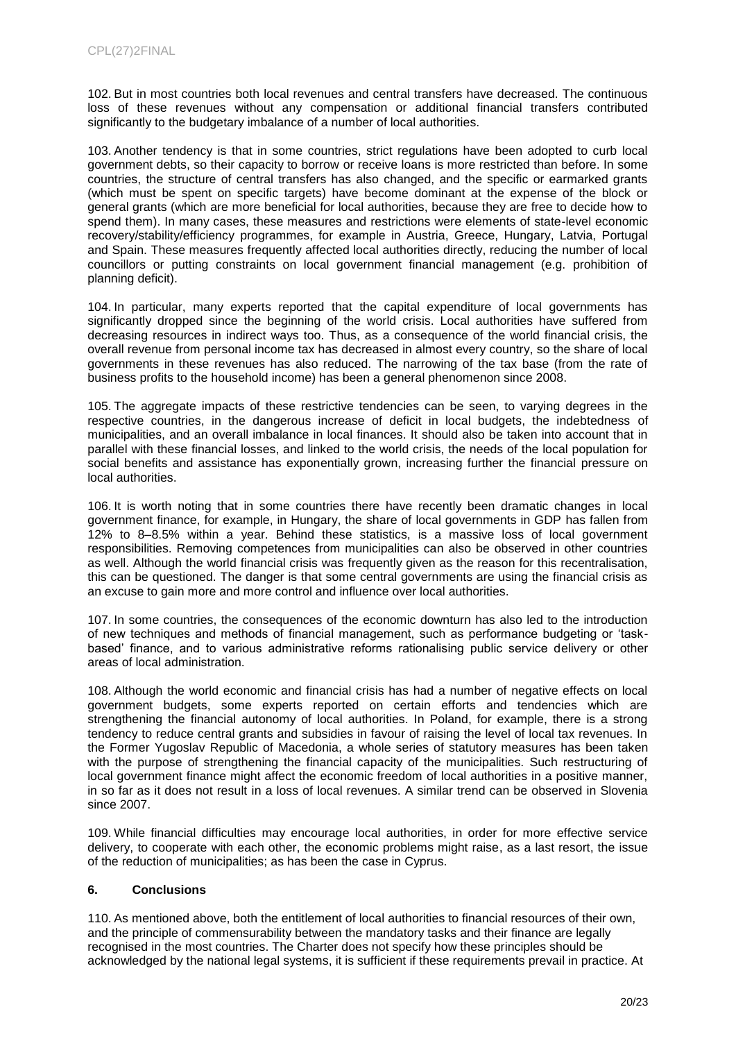102. But in most countries both local revenues and central transfers have decreased. The continuous loss of these revenues without any compensation or additional financial transfers contributed significantly to the budgetary imbalance of a number of local authorities.

103. Another tendency is that in some countries, strict regulations have been adopted to curb local government debts, so their capacity to borrow or receive loans is more restricted than before. In some countries, the structure of central transfers has also changed, and the specific or earmarked grants (which must be spent on specific targets) have become dominant at the expense of the block or general grants (which are more beneficial for local authorities, because they are free to decide how to spend them). In many cases, these measures and restrictions were elements of state-level economic recovery/stability/efficiency programmes, for example in Austria, Greece, Hungary, Latvia, Portugal and Spain. These measures frequently affected local authorities directly, reducing the number of local councillors or putting constraints on local government financial management (e.g. prohibition of planning deficit).

104. In particular, many experts reported that the capital expenditure of local governments has significantly dropped since the beginning of the world crisis. Local authorities have suffered from decreasing resources in indirect ways too. Thus, as a consequence of the world financial crisis, the overall revenue from personal income tax has decreased in almost every country, so the share of local governments in these revenues has also reduced. The narrowing of the tax base (from the rate of business profits to the household income) has been a general phenomenon since 2008.

105. The aggregate impacts of these restrictive tendencies can be seen, to varying degrees in the respective countries, in the dangerous increase of deficit in local budgets, the indebtedness of municipalities, and an overall imbalance in local finances. It should also be taken into account that in parallel with these financial losses, and linked to the world crisis, the needs of the local population for social benefits and assistance has exponentially grown, increasing further the financial pressure on local authorities.

106. It is worth noting that in some countries there have recently been dramatic changes in local government finance, for example, in Hungary, the share of local governments in GDP has fallen from 12% to 8–8.5% within a year. Behind these statistics, is a massive loss of local government responsibilities. Removing competences from municipalities can also be observed in other countries as well. Although the world financial crisis was frequently given as the reason for this recentralisation, this can be questioned. The danger is that some central governments are using the financial crisis as an excuse to gain more and more control and influence over local authorities.

107. In some countries, the consequences of the economic downturn has also led to the introduction of new techniques and methods of financial management, such as performance budgeting or 'task-based' finance, and to various administrative reforms rationalising public service delivery or other areas of local administration.

108. Although the world economic and financial crisis has had a number of negative effects on local government budgets, some experts reported on certain efforts and tendencies which are strengthening the financial autonomy of local authorities. In Poland, for example, there is a strong tendency to reduce central grants and subsidies in favour of raising the level of local tax revenues. In the Former Yugoslav Republic of Macedonia, a whole series of statutory measures has been taken with the purpose of strengthening the financial capacity of the municipalities. Such restructuring of local government finance might affect the economic freedom of local authorities in a positive manner, in so far as it does not result in a loss of local revenues. A similar trend can be observed in Slovenia since 2007.

109. While financial difficulties may encourage local authorities, in order for more effective service delivery, to cooperate with each other, the economic problems might raise, as a last resort, the issue of the reduction of municipalities; as has been the case in Cyprus.

## 6. Conclusions

110. As mentioned above, both the entitlement of local authorities to financial resources of their own, and the principle of commensurability between the mandatory tasks and their finance are legally recognised in the most countries. The Charter does not specify how these principles should be acknowledged by the national legal systems, it is sufficient if these requirements prevail in practice. At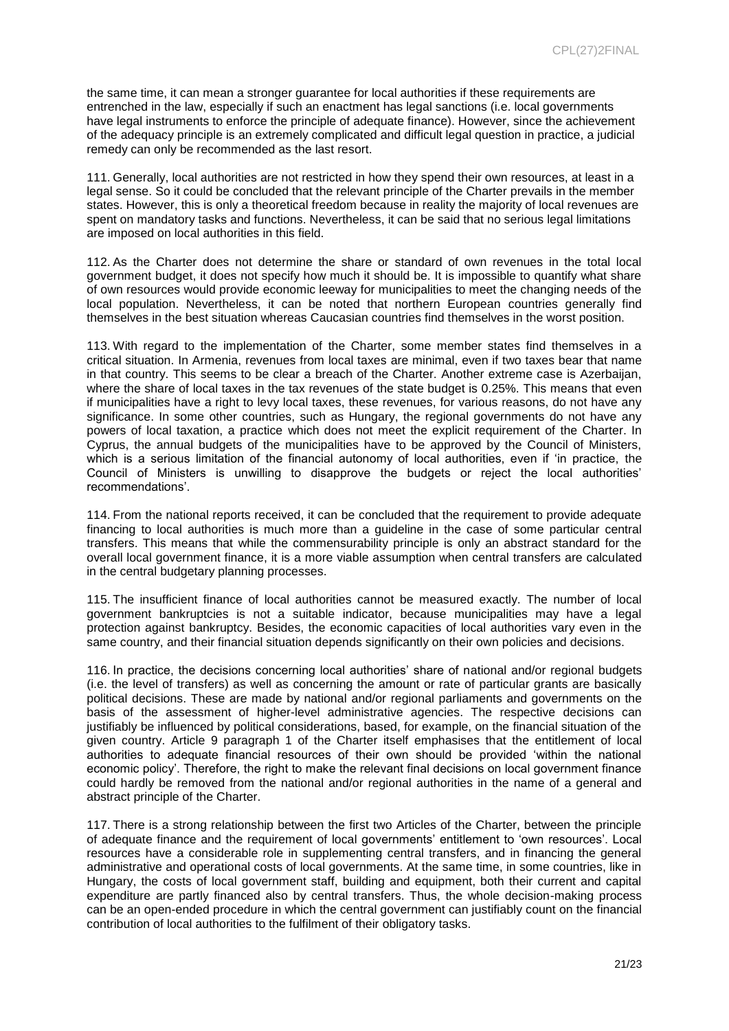the same time, it can mean a stronger guarantee for local authorities if these requirements are entrenched in the law, especially if such an enactment has legal sanctions (i.e. local governments have legal instruments to enforce the principle of adequate finance). However, since the achievement of the adequacy principle is an extremely complicated and difficult legal question in practice, a judicial remedy can only be recommended as the last resort.

111. Generally, local authorities are not restricted in how they spend their own resources, at least in a legal sense. So it could be concluded that the relevant principle of the Charter prevails in the member states. However, this is only a theoretical freedom because in reality the majority of local revenues are spent on mandatory tasks and functions. Nevertheless, it can be said that no serious legal limitations are imposed on local authorities in this field.

112. As the Charter does not determine the share or standard of own revenues in the total local government budget, it does not specify how much it should be. It is impossible to quantify what share of own resources would provide economic leeway for municipalities to meet the changing needs of the local population. Nevertheless, it can be noted that northern European countries generally find themselves in the best situation whereas Caucasian countries find themselves in the worst position.

113. With regard to the implementation of the Charter, some member states find themselves in a critical situation. In Armenia, revenues from local taxes are minimal, even if two taxes bear that name in that country. This seems to be clear a breach of the Charter. Another extreme case is Azerbaijan, where the share of local taxes in the tax revenues of the state budget is 0.25%. This means that even if municipalities have a right to levy local taxes, these revenues, for various reasons, do not have any significance. In some other countries, such as Hungary, the regional governments do not have any powers of local taxation, a practice which does not meet the explicit requirement of the Charter. In Cyprus, the annual budgets of the municipalities have to be approved by the Council of Ministers, which is a serious limitation of the financial autonomy of local authorities, even if 'in practice, the Council of Ministers is unwilling to disapprove the budgets or reject the local authorities' recommendations'.

114. From the national reports received, it can be concluded that the requirement to provide adequate financing to local authorities is much more than a guideline in the case of some particular central transfers. This means that while the commensurability principle is only an abstract standard for the overall local government finance, it is a more viable assumption when central transfers are calculated in the central budgetary planning processes.

115. The insufficient finance of local authorities cannot be measured exactly. The number of local government bankruptcies is not a suitable indicator, because municipalities may have a legal protection against bankruptcy. Besides, the economic capacities of local authorities vary even in the same country, and their financial situation depends significantly on their own policies and decisions.

116. In practice, the decisions concerning local authorities' share of national and/or regional budgets (i.e. the level of transfers) as well as concerning the amount or rate of particular grants are basically political decisions. These are made by national and/or regional parliaments and governments on the basis of the assessment of higher-level administrative agencies. The respective decisions can justifiably be influenced by political considerations, based, for example, on the financial situation of the given country. Article 9 paragraph 1 of the Charter itself emphasises that the entitlement of local authorities to adequate financial resources of their own should be provided 'within the national economic policy'. Therefore, the right to make the relevant final decisions on local government finance could hardly be removed from the national and/or regional authorities in the name of a general and abstract principle of the Charter.

117. There is a strong relationship between the first two Articles of the Charter, between the principle of adequate finance and the requirement of local governments' entitlement to 'own resources'. Local resources have a considerable role in supplementing central transfers, and in financing the general administrative and operational costs of local governments. At the same time, in some countries, like in Hungary, the costs of local government staff, building and equipment, both their current and capital expenditure are partly financed also by central transfers. Thus, the whole decision-making process can be an open-ended procedure in which the central government can justifiably count on the financial contribution of local authorities to the fulfilment of their obligatory tasks.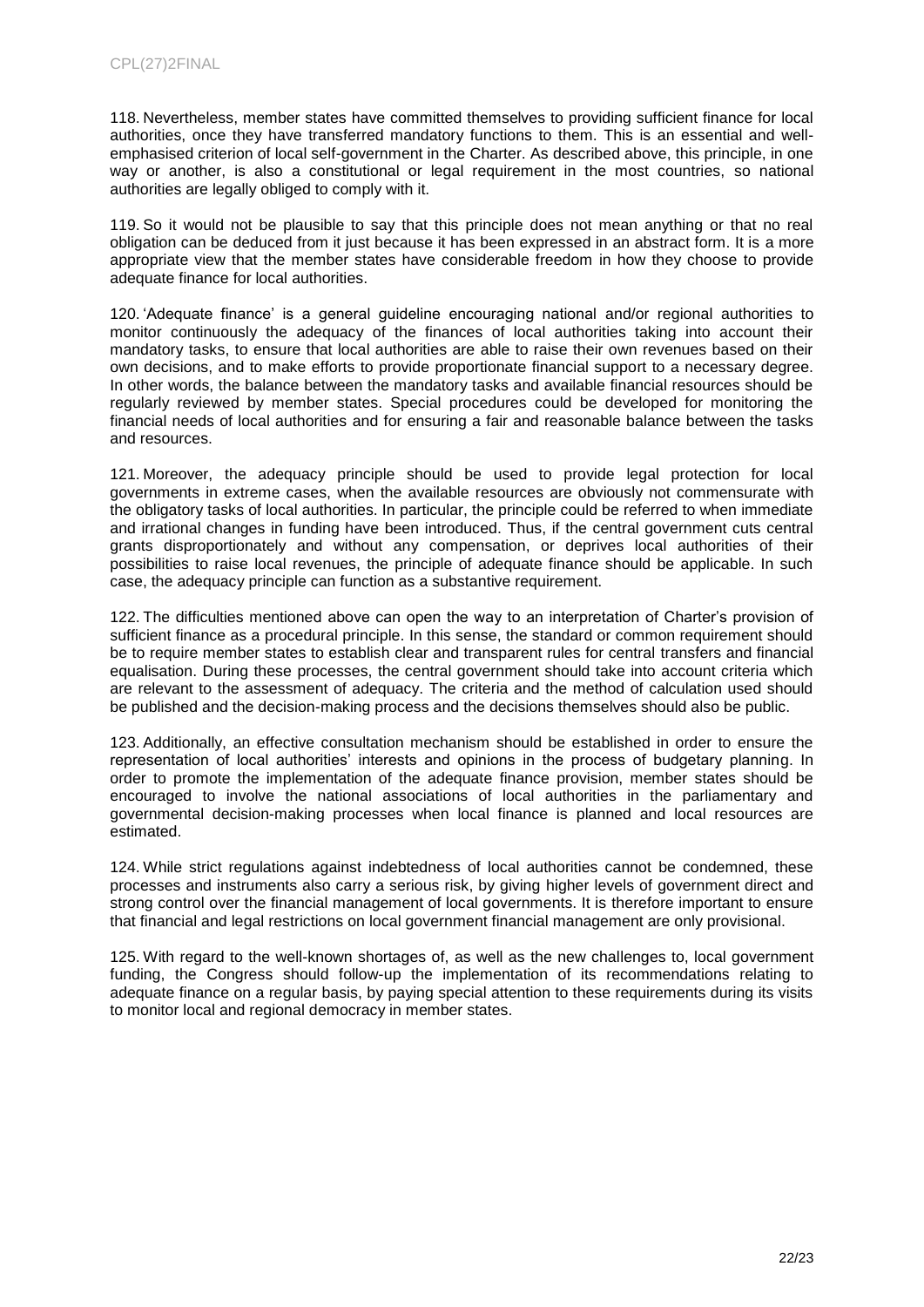118. Nevertheless, member states have committed themselves to providing sufficient finance for local authorities, once they have transferred mandatory functions to them. This is an essential and well-emphasised criterion of local self-government in the Charter. As described above, this principle, in one way or another, is also a constitutional or legal requirement in the most countries, so national authorities are legally obliged to comply with it.

119. So it would not be plausible to say that this principle does not mean anything or that no real obligation can be deduced from it just because it has been expressed in an abstract form. It is a more appropriate view that the member states have considerable freedom in how they choose to provide adequate finance for local authorities.

120. 'Adequate finance' is a general guideline encouraging national and/or regional authorities to monitor continuously the adequacy of the finances of local authorities taking into account their mandatory tasks, to ensure that local authorities are able to raise their own revenues based on their own decisions, and to make efforts to provide proportionate financial support to a necessary degree. In other words, the balance between the mandatory tasks and available financial resources should be regularly reviewed by member states. Special procedures could be developed for monitoring the financial needs of local authorities and for ensuring a fair and reasonable balance between the tasks and resources.

121. Moreover, the adequacy principle should be used to provide legal protection for local governments in extreme cases, when the available resources are obviously not commensurate with the obligatory tasks of local authorities. In particular, the principle could be referred to when immediate and irrational changes in funding have been introduced. Thus, if the central government cuts central grants disproportionately and without any compensation, or deprives local authorities of their possibilities to raise local revenues, the principle of adequate finance should be applicable. In such case, the adequacy principle can function as a substantive requirement.

122. The difficulties mentioned above can open the way to an interpretation of Charter's provision of sufficient finance as a procedural principle. In this sense, the standard or common requirement should be to require member states to establish clear and transparent rules for central transfers and financial equalisation. During these processes, the central government should take into account criteria which are relevant to the assessment of adequacy. The criteria and the method of calculation used should be published and the decision-making process and the decisions themselves should also be public.

123. Additionally, an effective consultation mechanism should be established in order to ensure the representation of local authorities' interests and opinions in the process of budgetary planning. In order to promote the implementation of the adequate finance provision, member states should be encouraged to involve the national associations of local authorities in the parliamentary and governmental decision-making processes when local finance is planned and local resources are estimated.

124. While strict regulations against indebtedness of local authorities cannot be condemned, these processes and instruments also carry a serious risk, by giving higher levels of government direct and strong control over the financial management of local governments. It is therefore important to ensure that financial and legal restrictions on local government financial management are only provisional.

125. With regard to the well-known shortages of, as well as the new challenges to, local government funding, the Congress should follow-up the implementation of its recommendations relating to adequate finance on a regular basis, by paying special attention to these requirements during its visits to monitor local and regional democracy in member states.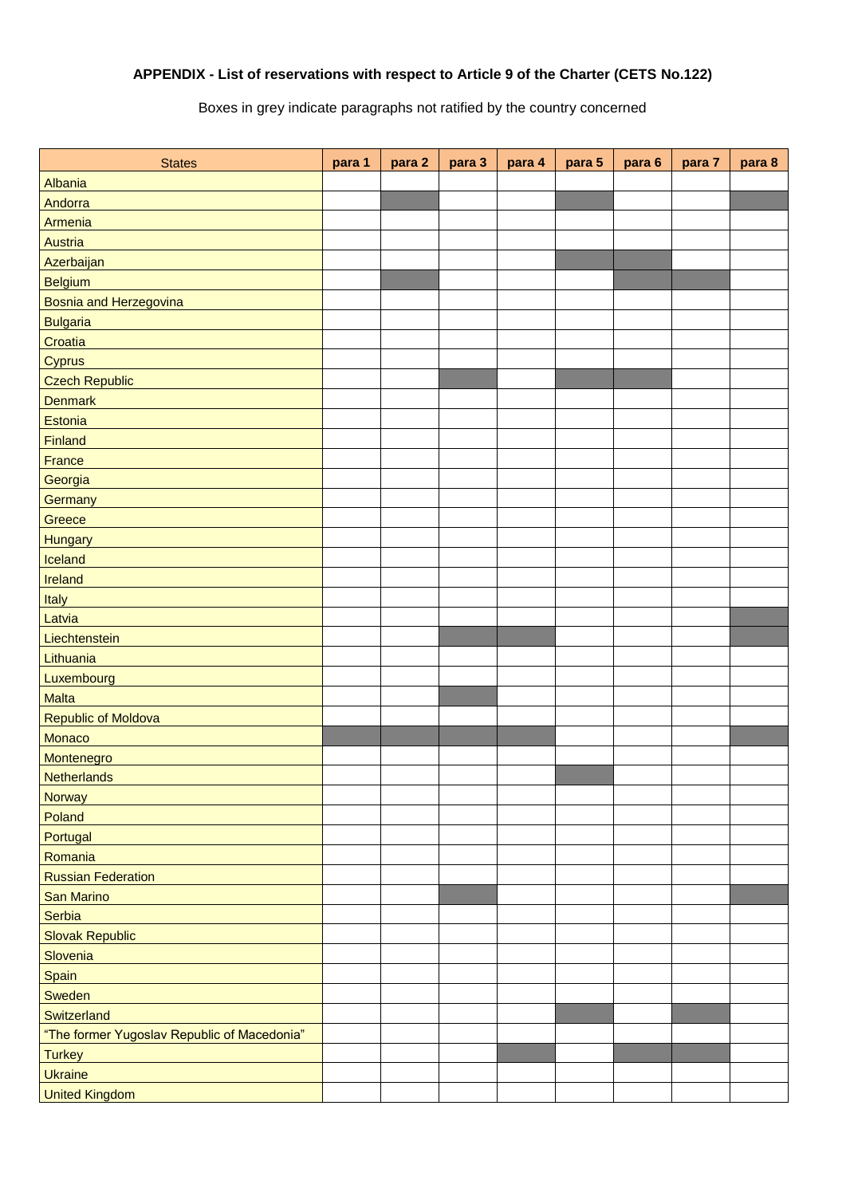**APPENDIX - List of reservations with respect to Article 9 of the Charter (CETS No.122)**

Boxes in grey indicate paragraphs not ratified by the country concerned

(■ = grey box)

| States | para 1 | para 2 | para 3 | para 4 | para 5 | para 6 | para 7 | para 8 |
|---|---|---|---|---|---|---|---|---|
| Albania | | | | | | | | |
| Andorra | | ■ | | | ■ | | | ■ |
| Armenia | | | | | | | | |
| Austria | | | | | | | | |
| Azerbaijan | | | | | ■ | ■ | | |
| Belgium | | ■ | | | | ■ | ■ | |
| Bosnia and Herzegovina | | | | | | | | |
| Bulgaria | | | | | | | | |
| Croatia | | | | | | | | |
| Cyprus | | | | | | | | |
| Czech Republic | | | ■ | | ■ | ■ | | |
| Denmark | | | | | | | | |
| Estonia | | | | | | | | |
| Finland | | | | | | | | |
| France | | | | | | | | |
| Georgia | | | | | | | | |
| Germany | | | | | | | | |
| Greece | | | | | | | | |
| Hungary | | | | | | | | |
| Iceland | | | | | | | | |
| Ireland | | | | | | | | |
| Italy | | | | | | | | |
| Latvia | | | | | | | | ■ |
| Liechtenstein | | | ■ | ■ | | | | ■ |
| Lithuania | | | | | | | | |
| Luxembourg | | | | | | | | |
| Malta | | | ■ | | | | | |
| Republic of Moldova | | | | | | | | |
| Monaco | ■ | ■ | ■ | ■ | | | | ■ |
| Montenegro | | | | | | | | |
| Netherlands | | | | | ■ | | | |
| Norway | | | | | | | | |
| Poland | | | | | | | | |
| Portugal | | | | | | | | |
| Romania | | | | | | | | |
| Russian Federation | | | | | | | | |
| San Marino | | | ■ | | | | | ■ |
| Serbia | | | | | | | | |
| Slovak Republic | | | | | | | | |
| Slovenia | | | | | | | | |
| Spain | | | | | | | | |
| Sweden | | | | | | | | |
| Switzerland | | | | | ■ | | ■ | |
| "The former Yugoslav Republic of Macedonia" | | | | | | | | |
| Turkey | | | | ■ | | ■ | ■ | |
| Ukraine | | | | | | | | |
| United Kingdom | | | | | | | | |